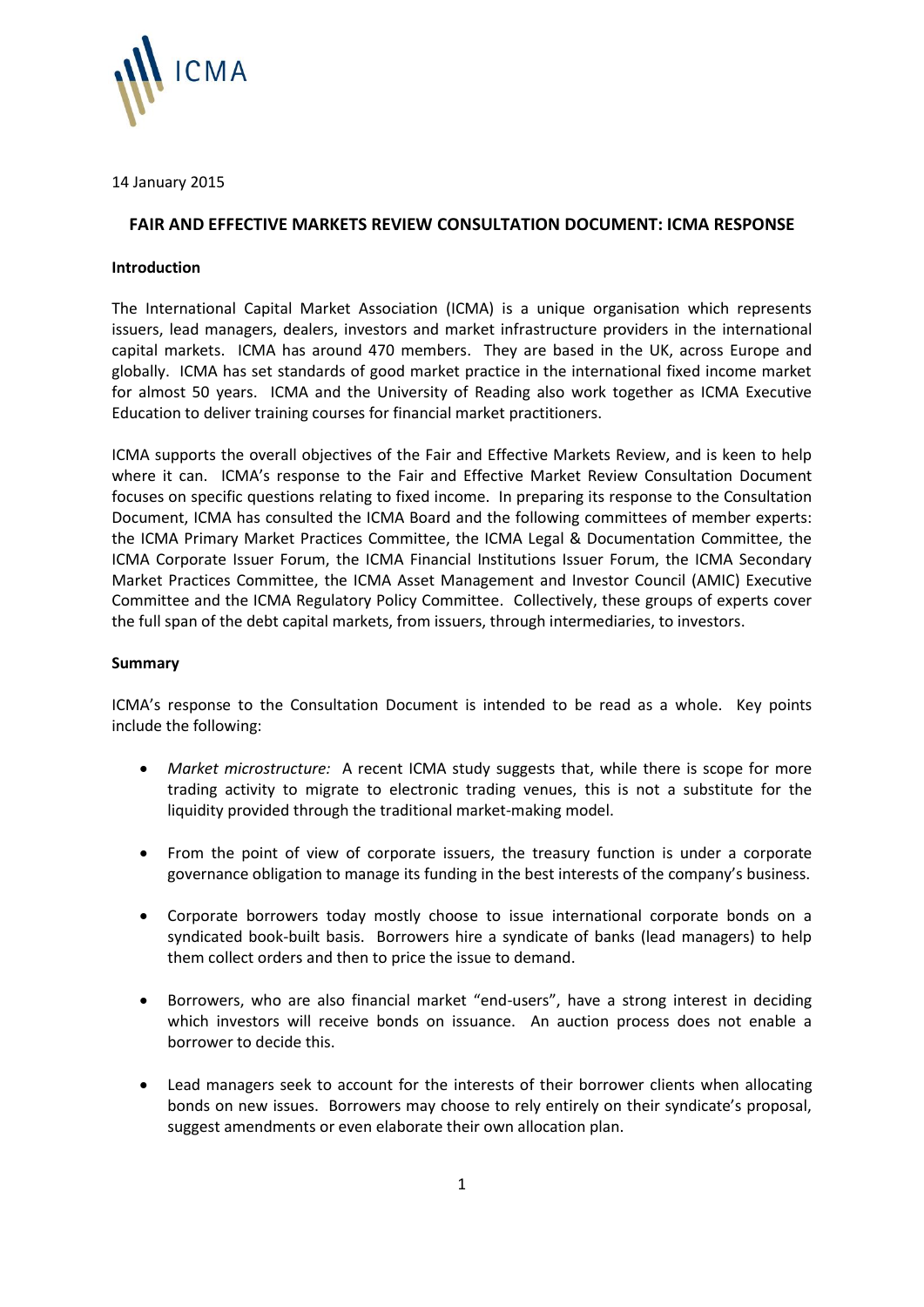14 January 2015

## FAIR AND EFFECTIVE MARKETS REVIEW CONSULTATION DOCUMENT: ICMA RESPONSE

### Introduction

The International Capital Market Association (ICMA) is a unique organisation which represents issuers, lead managers, dealers, investors and market infrastructure providers in the international capital markets. ICMA has around 470 members. They are based in the UK, across Europe and globally. ICMA has set standards of good market practice in the international fixed income market for almost 50 years. ICMA and the University of Reading also work together as ICMA Executive Education to deliver training courses for financial market practitioners.

ICMA supports the overall objectives of the Fair and Effective Markets Review, and is keen to help where it can. ICMA's response to the Fair and Effective Market Review Consultation Document focuses on specific questions relating to fixed income. In preparing its response to the Consultation Document, ICMA has consulted the ICMA Board and the following committees of member experts: the ICMA Primary Market Practices Committee, the ICMA Legal & Documentation Committee, the ICMA Corporate Issuer Forum, the ICMA Financial Institutions Issuer Forum, the ICMA Secondary Market Practices Committee, the ICMA Asset Management and Investor Council (AMIC) Executive Committee and the ICMA Regulatory Policy Committee. Collectively, these groups of experts cover the full span of the debt capital markets, from issuers, through intermediaries, to investors.

### Summary

ICMA's response to the Consultation Document is intended to be read as a whole. Key points include the following:

- *Market microstructure:* A recent ICMA study suggests that, while there is scope for more trading activity to migrate to electronic trading venues, this is not a substitute for the liquidity provided through the traditional market-making model.
- From the point of view of corporate issuers, the treasury function is under a corporate governance obligation to manage its funding in the best interests of the company's business.
- Corporate borrowers today mostly choose to issue international corporate bonds on a syndicated book-built basis. Borrowers hire a syndicate of banks (lead managers) to help them collect orders and then to price the issue to demand.
- Borrowers, who are also financial market "end-users", have a strong interest in deciding which investors will receive bonds on issuance. An auction process does not enable a borrower to decide this.
- Lead managers seek to account for the interests of their borrower clients when allocating bonds on new issues. Borrowers may choose to rely entirely on their syndicate's proposal, suggest amendments or even elaborate their own allocation plan.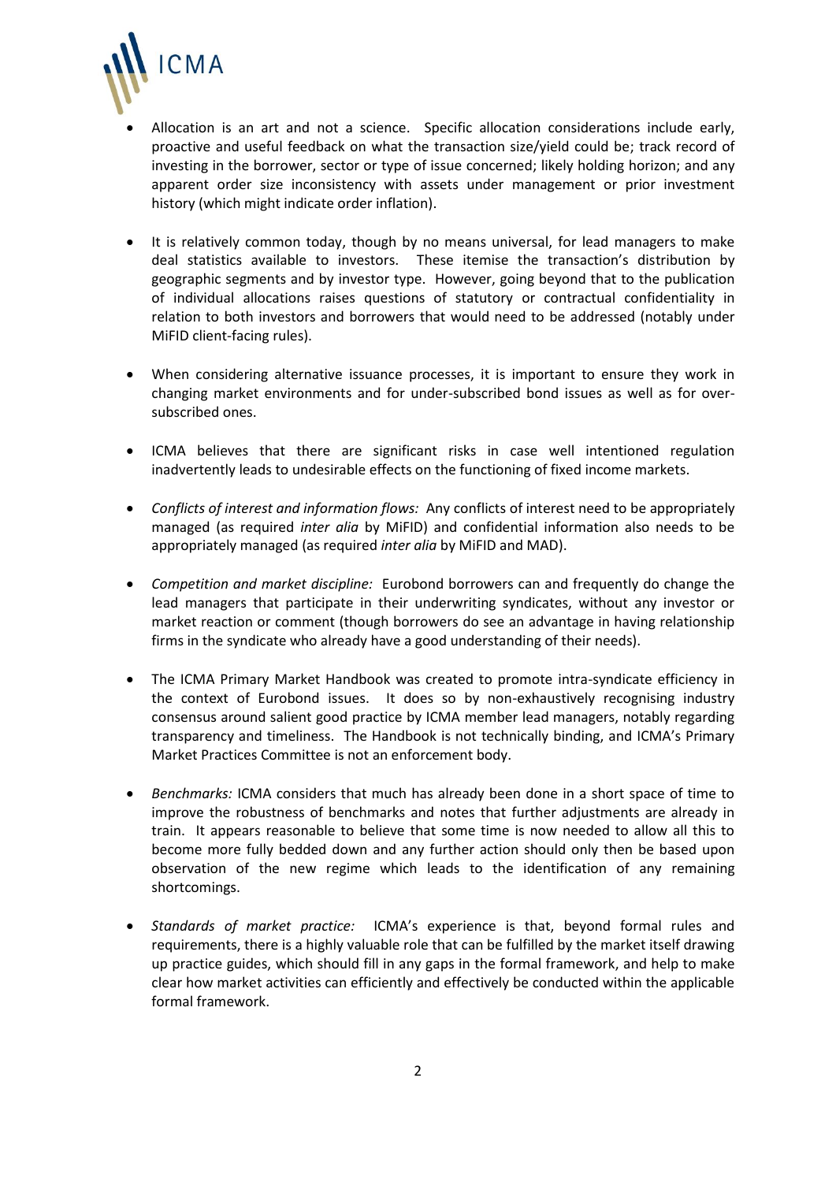- Allocation is an art and not a science. Specific allocation considerations include early, proactive and useful feedback on what the transaction size/yield could be; track record of investing in the borrower, sector or type of issue concerned; likely holding horizon; and any apparent order size inconsistency with assets under management or prior investment history (which might indicate order inflation).

- It is relatively common today, though by no means universal, for lead managers to make deal statistics available to investors. These itemise the transaction's distribution by geographic segments and by investor type. However, going beyond that to the publication of individual allocations raises questions of statutory or contractual confidentiality in relation to both investors and borrowers that would need to be addressed (notably under MiFID client-facing rules).

- When considering alternative issuance processes, it is important to ensure they work in changing market environments and for under-subscribed bond issues as well as for over-subscribed ones.

- ICMA believes that there are significant risks in case well intentioned regulation inadvertently leads to undesirable effects on the functioning of fixed income markets.

- *Conflicts of interest and information flows:* Any conflicts of interest need to be appropriately managed (as required *inter alia* by MiFID) and confidential information also needs to be appropriately managed (as required *inter alia* by MiFID and MAD).

- *Competition and market discipline:* Eurobond borrowers can and frequently do change the lead managers that participate in their underwriting syndicates, without any investor or market reaction or comment (though borrowers do see an advantage in having relationship firms in the syndicate who already have a good understanding of their needs).

- The ICMA Primary Market Handbook was created to promote intra-syndicate efficiency in the context of Eurobond issues. It does so by non-exhaustively recognising industry consensus around salient good practice by ICMA member lead managers, notably regarding transparency and timeliness. The Handbook is not technically binding, and ICMA's Primary Market Practices Committee is not an enforcement body.

- *Benchmarks:* ICMA considers that much has already been done in a short space of time to improve the robustness of benchmarks and notes that further adjustments are already in train. It appears reasonable to believe that some time is now needed to allow all this to become more fully bedded down and any further action should only then be based upon observation of the new regime which leads to the identification of any remaining shortcomings.

- *Standards of market practice:* ICMA's experience is that, beyond formal rules and requirements, there is a highly valuable role that can be fulfilled by the market itself drawing up practice guides, which should fill in any gaps in the formal framework, and help to make clear how market activities can efficiently and effectively be conducted within the applicable formal framework.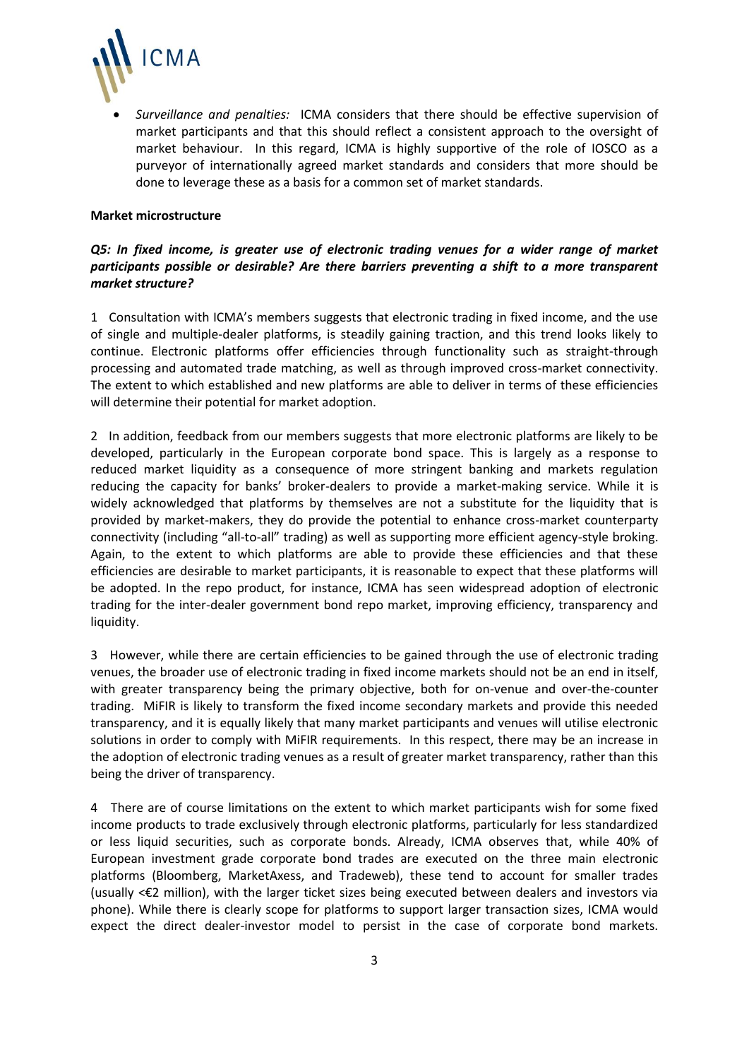- *Surveillance and penalties:* ICMA considers that there should be effective supervision of market participants and that this should reflect a consistent approach to the oversight of market behaviour. In this regard, ICMA is highly supportive of the role of IOSCO as a purveyor of internationally agreed market standards and considers that more should be done to leverage these as a basis for a common set of market standards.

**Market microstructure**

***Q5: In fixed income, is greater use of electronic trading venues for a wider range of market participants possible or desirable? Are there barriers preventing a shift to a more transparent market structure?***

1 Consultation with ICMA's members suggests that electronic trading in fixed income, and the use of single and multiple-dealer platforms, is steadily gaining traction, and this trend looks likely to continue. Electronic platforms offer efficiencies through functionality such as straight-through processing and automated trade matching, as well as through improved cross-market connectivity. The extent to which established and new platforms are able to deliver in terms of these efficiencies will determine their potential for market adoption.

2 In addition, feedback from our members suggests that more electronic platforms are likely to be developed, particularly in the European corporate bond space. This is largely as a response to reduced market liquidity as a consequence of more stringent banking and markets regulation reducing the capacity for banks' broker-dealers to provide a market-making service. While it is widely acknowledged that platforms by themselves are not a substitute for the liquidity that is provided by market-makers, they do provide the potential to enhance cross-market counterparty connectivity (including "all-to-all" trading) as well as supporting more efficient agency-style broking. Again, to the extent to which platforms are able to provide these efficiencies and that these efficiencies are desirable to market participants, it is reasonable to expect that these platforms will be adopted. In the repo product, for instance, ICMA has seen widespread adoption of electronic trading for the inter-dealer government bond repo market, improving efficiency, transparency and liquidity.

3 However, while there are certain efficiencies to be gained through the use of electronic trading venues, the broader use of electronic trading in fixed income markets should not be an end in itself, with greater transparency being the primary objective, both for on-venue and over-the-counter trading. MiFIR is likely to transform the fixed income secondary markets and provide this needed transparency, and it is equally likely that many market participants and venues will utilise electronic solutions in order to comply with MiFIR requirements. In this respect, there may be an increase in the adoption of electronic trading venues as a result of greater market transparency, rather than this being the driver of transparency.

4 There are of course limitations on the extent to which market participants wish for some fixed income products to trade exclusively through electronic platforms, particularly for less standardized or less liquid securities, such as corporate bonds. Already, ICMA observes that, while 40% of European investment grade corporate bond trades are executed on the three main electronic platforms (Bloomberg, MarketAxess, and Tradeweb), these tend to account for smaller trades (usually <€2 million), with the larger ticket sizes being executed between dealers and investors via phone). While there is clearly scope for platforms to support larger transaction sizes, ICMA would expect the direct dealer-investor model to persist in the case of corporate bond markets.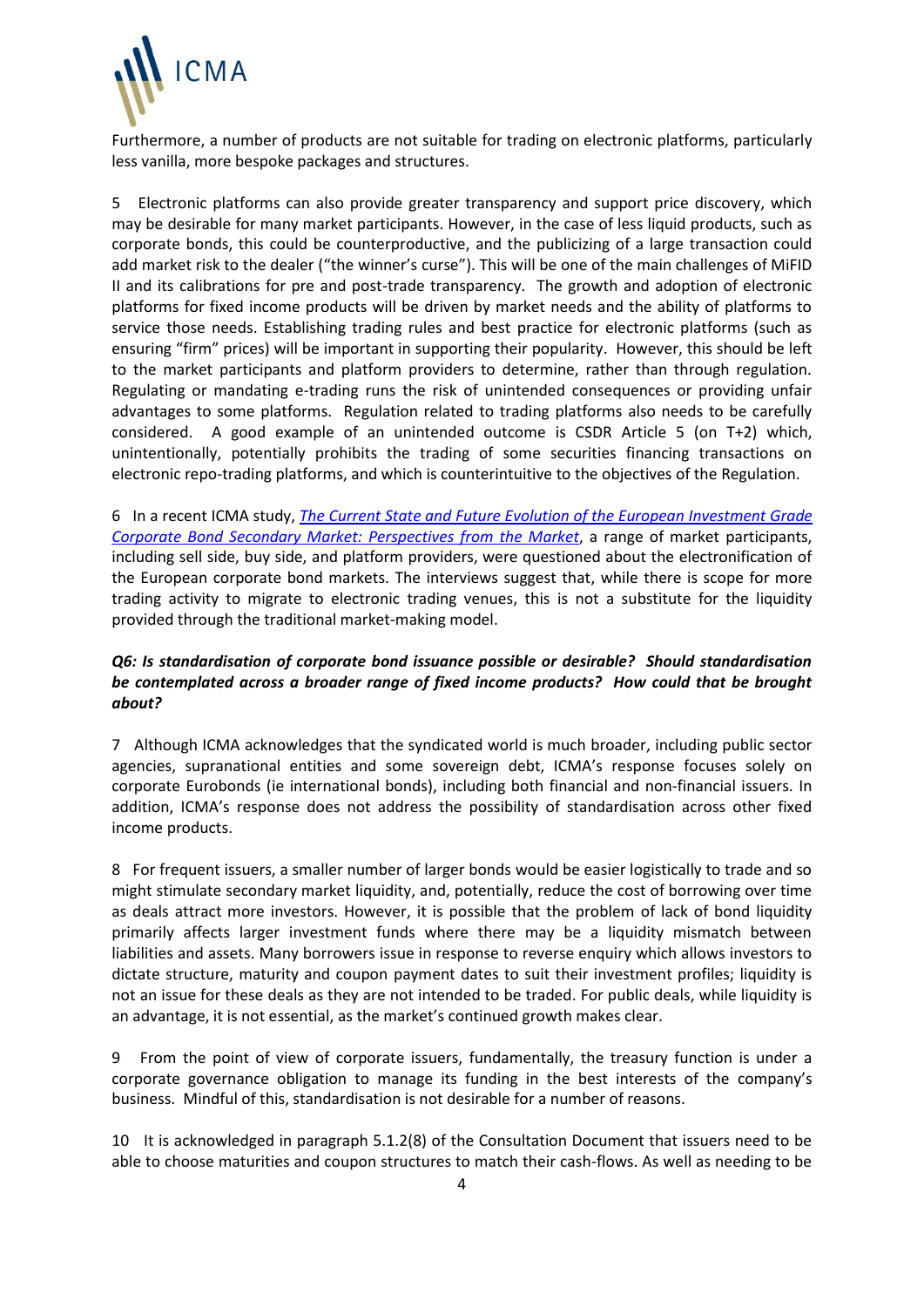Furthermore, a number of products are not suitable for trading on electronic platforms, particularly less vanilla, more bespoke packages and structures.

5 Electronic platforms can also provide greater transparency and support price discovery, which may be desirable for many market participants. However, in the case of less liquid products, such as corporate bonds, this could be counterproductive, and the publicizing of a large transaction could add market risk to the dealer ("the winner's curse"). This will be one of the main challenges of MiFID II and its calibrations for pre and post-trade transparency. The growth and adoption of electronic platforms for fixed income products will be driven by market needs and the ability of platforms to service those needs. Establishing trading rules and best practice for electronic platforms (such as ensuring "firm" prices) will be important in supporting their popularity. However, this should be left to the market participants and platform providers to determine, rather than through regulation. Regulating or mandating e-trading runs the risk of unintended consequences or providing unfair advantages to some platforms. Regulation related to trading platforms also needs to be carefully considered. A good example of an unintended outcome is CSDR Article 5 (on T+2) which, unintentionally, potentially prohibits the trading of some securities financing transactions on electronic repo-trading platforms, and which is counterintuitive to the objectives of the Regulation.

6 In a recent ICMA study, *The Current State and Future Evolution of the European Investment Grade Corporate Bond Secondary Market: Perspectives from the Market*, a range of market participants, including sell side, buy side, and platform providers, were questioned about the electronification of the European corporate bond markets. The interviews suggest that, while there is scope for more trading activity to migrate to electronic trading venues, this is not a substitute for the liquidity provided through the traditional market-making model.

***Q6: Is standardisation of corporate bond issuance possible or desirable? Should standardisation be contemplated across a broader range of fixed income products? How could that be brought about?***

7 Although ICMA acknowledges that the syndicated world is much broader, including public sector agencies, supranational entities and some sovereign debt, ICMA's response focuses solely on corporate Eurobonds (ie international bonds), including both financial and non-financial issuers. In addition, ICMA's response does not address the possibility of standardisation across other fixed income products.

8 For frequent issuers, a smaller number of larger bonds would be easier logistically to trade and so might stimulate secondary market liquidity, and, potentially, reduce the cost of borrowing over time as deals attract more investors. However, it is possible that the problem of lack of bond liquidity primarily affects larger investment funds where there may be a liquidity mismatch between liabilities and assets. Many borrowers issue in response to reverse enquiry which allows investors to dictate structure, maturity and coupon payment dates to suit their investment profiles; liquidity is not an issue for these deals as they are not intended to be traded. For public deals, while liquidity is an advantage, it is not essential, as the market's continued growth makes clear.

9 From the point of view of corporate issuers, fundamentally, the treasury function is under a corporate governance obligation to manage its funding in the best interests of the company's business. Mindful of this, standardisation is not desirable for a number of reasons.

10 It is acknowledged in paragraph 5.1.2(8) of the Consultation Document that issuers need to be able to choose maturities and coupon structures to match their cash-flows. As well as needing to be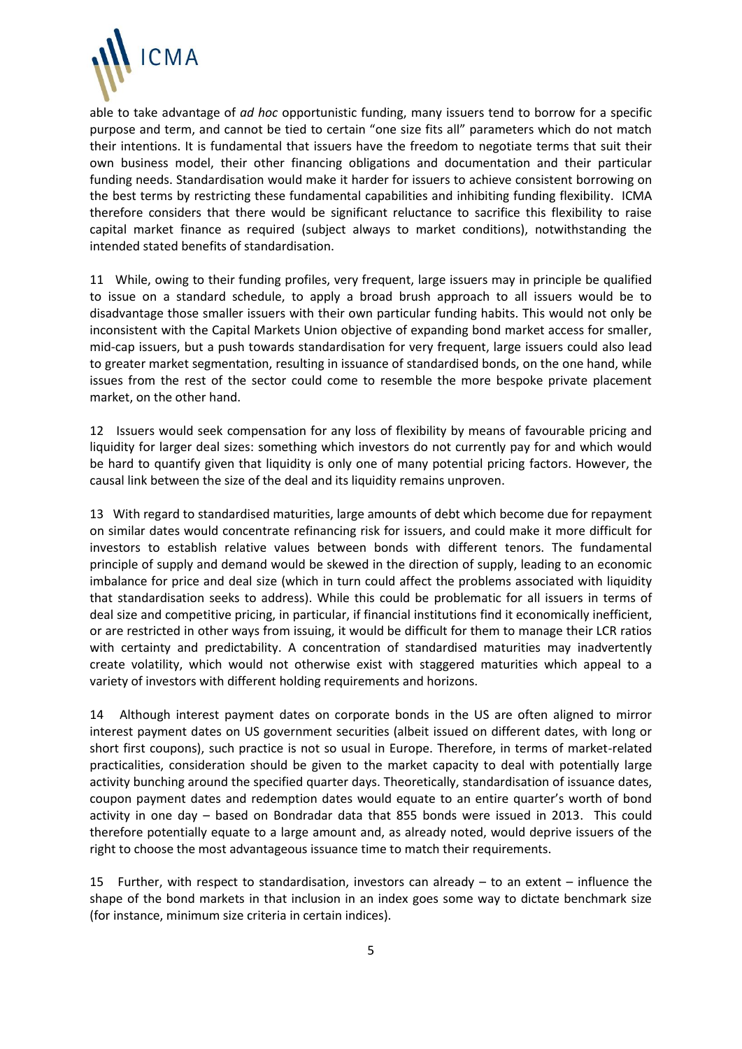able to take advantage of *ad hoc* opportunistic funding, many issuers tend to borrow for a specific purpose and term, and cannot be tied to certain "one size fits all" parameters which do not match their intentions. It is fundamental that issuers have the freedom to negotiate terms that suit their own business model, their other financing obligations and documentation and their particular funding needs. Standardisation would make it harder for issuers to achieve consistent borrowing on the best terms by restricting these fundamental capabilities and inhibiting funding flexibility. ICMA therefore considers that there would be significant reluctance to sacrifice this flexibility to raise capital market finance as required (subject always to market conditions), notwithstanding the intended stated benefits of standardisation.

11 While, owing to their funding profiles, very frequent, large issuers may in principle be qualified to issue on a standard schedule, to apply a broad brush approach to all issuers would be to disadvantage those smaller issuers with their own particular funding habits. This would not only be inconsistent with the Capital Markets Union objective of expanding bond market access for smaller, mid-cap issuers, but a push towards standardisation for very frequent, large issuers could also lead to greater market segmentation, resulting in issuance of standardised bonds, on the one hand, while issues from the rest of the sector could come to resemble the more bespoke private placement market, on the other hand.

12 Issuers would seek compensation for any loss of flexibility by means of favourable pricing and liquidity for larger deal sizes: something which investors do not currently pay for and which would be hard to quantify given that liquidity is only one of many potential pricing factors. However, the causal link between the size of the deal and its liquidity remains unproven.

13 With regard to standardised maturities, large amounts of debt which become due for repayment on similar dates would concentrate refinancing risk for issuers, and could make it more difficult for investors to establish relative values between bonds with different tenors. The fundamental principle of supply and demand would be skewed in the direction of supply, leading to an economic imbalance for price and deal size (which in turn could affect the problems associated with liquidity that standardisation seeks to address). While this could be problematic for all issuers in terms of deal size and competitive pricing, in particular, if financial institutions find it economically inefficient, or are restricted in other ways from issuing, it would be difficult for them to manage their LCR ratios with certainty and predictability. A concentration of standardised maturities may inadvertently create volatility, which would not otherwise exist with staggered maturities which appeal to a variety of investors with different holding requirements and horizons.

14 Although interest payment dates on corporate bonds in the US are often aligned to mirror interest payment dates on US government securities (albeit issued on different dates, with long or short first coupons), such practice is not so usual in Europe. Therefore, in terms of market-related practicalities, consideration should be given to the market capacity to deal with potentially large activity bunching around the specified quarter days. Theoretically, standardisation of issuance dates, coupon payment dates and redemption dates would equate to an entire quarter's worth of bond activity in one day – based on Bondradar data that 855 bonds were issued in 2013. This could therefore potentially equate to a large amount and, as already noted, would deprive issuers of the right to choose the most advantageous issuance time to match their requirements.

15 Further, with respect to standardisation, investors can already – to an extent – influence the shape of the bond markets in that inclusion in an index goes some way to dictate benchmark size (for instance, minimum size criteria in certain indices).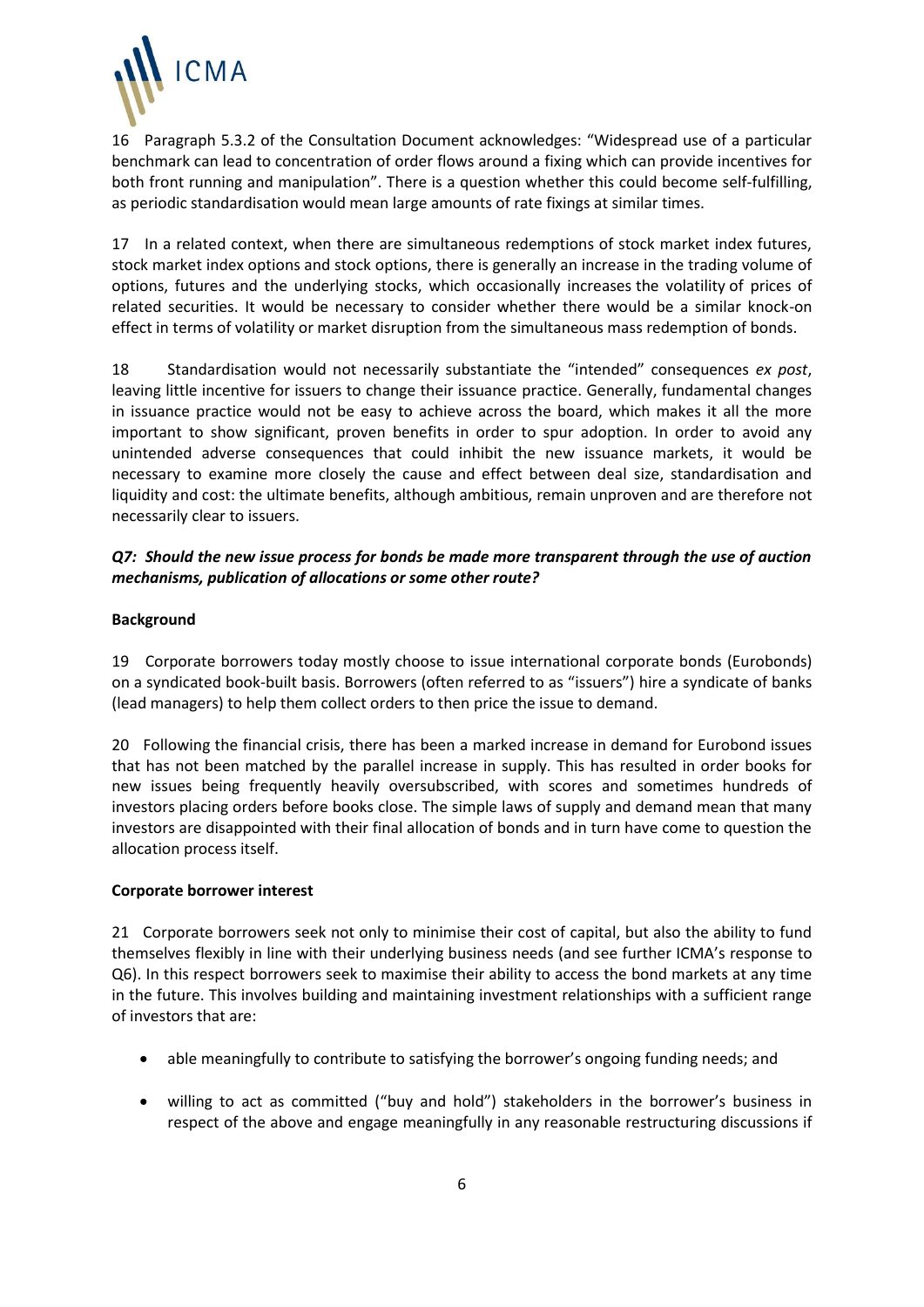16 Paragraph 5.3.2 of the Consultation Document acknowledges: "Widespread use of a particular benchmark can lead to concentration of order flows around a fixing which can provide incentives for both front running and manipulation". There is a question whether this could become self-fulfilling, as periodic standardisation would mean large amounts of rate fixings at similar times.

17 In a related context, when there are simultaneous redemptions of stock market index futures, stock market index options and stock options, there is generally an increase in the trading volume of options, futures and the underlying stocks, which occasionally increases the volatility of prices of related securities. It would be necessary to consider whether there would be a similar knock-on effect in terms of volatility or market disruption from the simultaneous mass redemption of bonds.

18 Standardisation would not necessarily substantiate the "intended" consequences *ex post*, leaving little incentive for issuers to change their issuance practice. Generally, fundamental changes in issuance practice would not be easy to achieve across the board, which makes it all the more important to show significant, proven benefits in order to spur adoption. In order to avoid any unintended adverse consequences that could inhibit the new issuance markets, it would be necessary to examine more closely the cause and effect between deal size, standardisation and liquidity and cost: the ultimate benefits, although ambitious, remain unproven and are therefore not necessarily clear to issuers.

***Q7: Should the new issue process for bonds be made more transparent through the use of auction mechanisms, publication of allocations or some other route?***

**Background**

19 Corporate borrowers today mostly choose to issue international corporate bonds (Eurobonds) on a syndicated book-built basis. Borrowers (often referred to as "issuers") hire a syndicate of banks (lead managers) to help them collect orders to then price the issue to demand.

20 Following the financial crisis, there has been a marked increase in demand for Eurobond issues that has not been matched by the parallel increase in supply. This has resulted in order books for new issues being frequently heavily oversubscribed, with scores and sometimes hundreds of investors placing orders before books close. The simple laws of supply and demand mean that many investors are disappointed with their final allocation of bonds and in turn have come to question the allocation process itself.

**Corporate borrower interest**

21 Corporate borrowers seek not only to minimise their cost of capital, but also the ability to fund themselves flexibly in line with their underlying business needs (and see further ICMA's response to Q6). In this respect borrowers seek to maximise their ability to access the bond markets at any time in the future. This involves building and maintaining investment relationships with a sufficient range of investors that are:

- able meaningfully to contribute to satisfying the borrower's ongoing funding needs; and
- willing to act as committed ("buy and hold") stakeholders in the borrower's business in respect of the above and engage meaningfully in any reasonable restructuring discussions if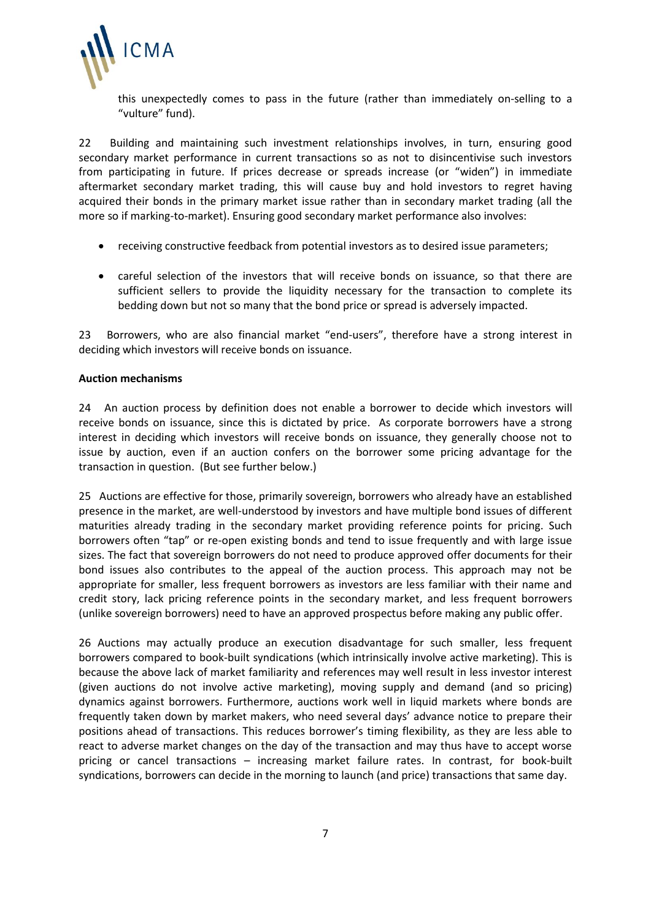this unexpectedly comes to pass in the future (rather than immediately on-selling to a "vulture" fund).

22 Building and maintaining such investment relationships involves, in turn, ensuring good secondary market performance in current transactions so as not to disincentivise such investors from participating in future. If prices decrease or spreads increase (or "widen") in immediate aftermarket secondary market trading, this will cause buy and hold investors to regret having acquired their bonds in the primary market issue rather than in secondary market trading (all the more so if marking-to-market). Ensuring good secondary market performance also involves:

- receiving constructive feedback from potential investors as to desired issue parameters;
- careful selection of the investors that will receive bonds on issuance, so that there are sufficient sellers to provide the liquidity necessary for the transaction to complete its bedding down but not so many that the bond price or spread is adversely impacted.

23 Borrowers, who are also financial market "end-users", therefore have a strong interest in deciding which investors will receive bonds on issuance.

**Auction mechanisms**

24 An auction process by definition does not enable a borrower to decide which investors will receive bonds on issuance, since this is dictated by price. As corporate borrowers have a strong interest in deciding which investors will receive bonds on issuance, they generally choose not to issue by auction, even if an auction confers on the borrower some pricing advantage for the transaction in question. (But see further below.)

25 Auctions are effective for those, primarily sovereign, borrowers who already have an established presence in the market, are well-understood by investors and have multiple bond issues of different maturities already trading in the secondary market providing reference points for pricing. Such borrowers often "tap" or re-open existing bonds and tend to issue frequently and with large issue sizes. The fact that sovereign borrowers do not need to produce approved offer documents for their bond issues also contributes to the appeal of the auction process. This approach may not be appropriate for smaller, less frequent borrowers as investors are less familiar with their name and credit story, lack pricing reference points in the secondary market, and less frequent borrowers (unlike sovereign borrowers) need to have an approved prospectus before making any public offer.

26 Auctions may actually produce an execution disadvantage for such smaller, less frequent borrowers compared to book-built syndications (which intrinsically involve active marketing). This is because the above lack of market familiarity and references may well result in less investor interest (given auctions do not involve active marketing), moving supply and demand (and so pricing) dynamics against borrowers. Furthermore, auctions work well in liquid markets where bonds are frequently taken down by market makers, who need several days' advance notice to prepare their positions ahead of transactions. This reduces borrower's timing flexibility, as they are less able to react to adverse market changes on the day of the transaction and may thus have to accept worse pricing or cancel transactions – increasing market failure rates. In contrast, for book-built syndications, borrowers can decide in the morning to launch (and price) transactions that same day.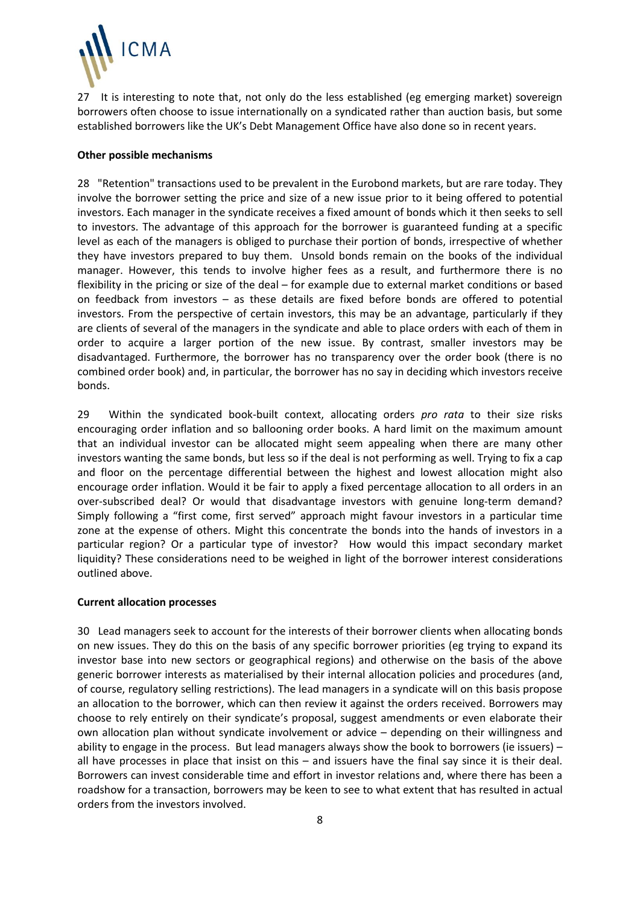27 It is interesting to note that, not only do the less established (eg emerging market) sovereign borrowers often choose to issue internationally on a syndicated rather than auction basis, but some established borrowers like the UK's Debt Management Office have also done so in recent years.

**Other possible mechanisms**

28 "Retention" transactions used to be prevalent in the Eurobond markets, but are rare today. They involve the borrower setting the price and size of a new issue prior to it being offered to potential investors. Each manager in the syndicate receives a fixed amount of bonds which it then seeks to sell to investors. The advantage of this approach for the borrower is guaranteed funding at a specific level as each of the managers is obliged to purchase their portion of bonds, irrespective of whether they have investors prepared to buy them. Unsold bonds remain on the books of the individual manager. However, this tends to involve higher fees as a result, and furthermore there is no flexibility in the pricing or size of the deal – for example due to external market conditions or based on feedback from investors – as these details are fixed before bonds are offered to potential investors. From the perspective of certain investors, this may be an advantage, particularly if they are clients of several of the managers in the syndicate and able to place orders with each of them in order to acquire a larger portion of the new issue. By contrast, smaller investors may be disadvantaged. Furthermore, the borrower has no transparency over the order book (there is no combined order book) and, in particular, the borrower has no say in deciding which investors receive bonds.

29 Within the syndicated book-built context, allocating orders *pro rata* to their size risks encouraging order inflation and so ballooning order books. A hard limit on the maximum amount that an individual investor can be allocated might seem appealing when there are many other investors wanting the same bonds, but less so if the deal is not performing as well. Trying to fix a cap and floor on the percentage differential between the highest and lowest allocation might also encourage order inflation. Would it be fair to apply a fixed percentage allocation to all orders in an over-subscribed deal? Or would that disadvantage investors with genuine long-term demand? Simply following a "first come, first served" approach might favour investors in a particular time zone at the expense of others. Might this concentrate the bonds into the hands of investors in a particular region? Or a particular type of investor? How would this impact secondary market liquidity? These considerations need to be weighed in light of the borrower interest considerations outlined above.

**Current allocation processes**

30 Lead managers seek to account for the interests of their borrower clients when allocating bonds on new issues. They do this on the basis of any specific borrower priorities (eg trying to expand its investor base into new sectors or geographical regions) and otherwise on the basis of the above generic borrower interests as materialised by their internal allocation policies and procedures (and, of course, regulatory selling restrictions). The lead managers in a syndicate will on this basis propose an allocation to the borrower, which can then review it against the orders received. Borrowers may choose to rely entirely on their syndicate's proposal, suggest amendments or even elaborate their own allocation plan without syndicate involvement or advice – depending on their willingness and ability to engage in the process. But lead managers always show the book to borrowers (ie issuers) – all have processes in place that insist on this – and issuers have the final say since it is their deal. Borrowers can invest considerable time and effort in investor relations and, where there has been a roadshow for a transaction, borrowers may be keen to see to what extent that has resulted in actual orders from the investors involved.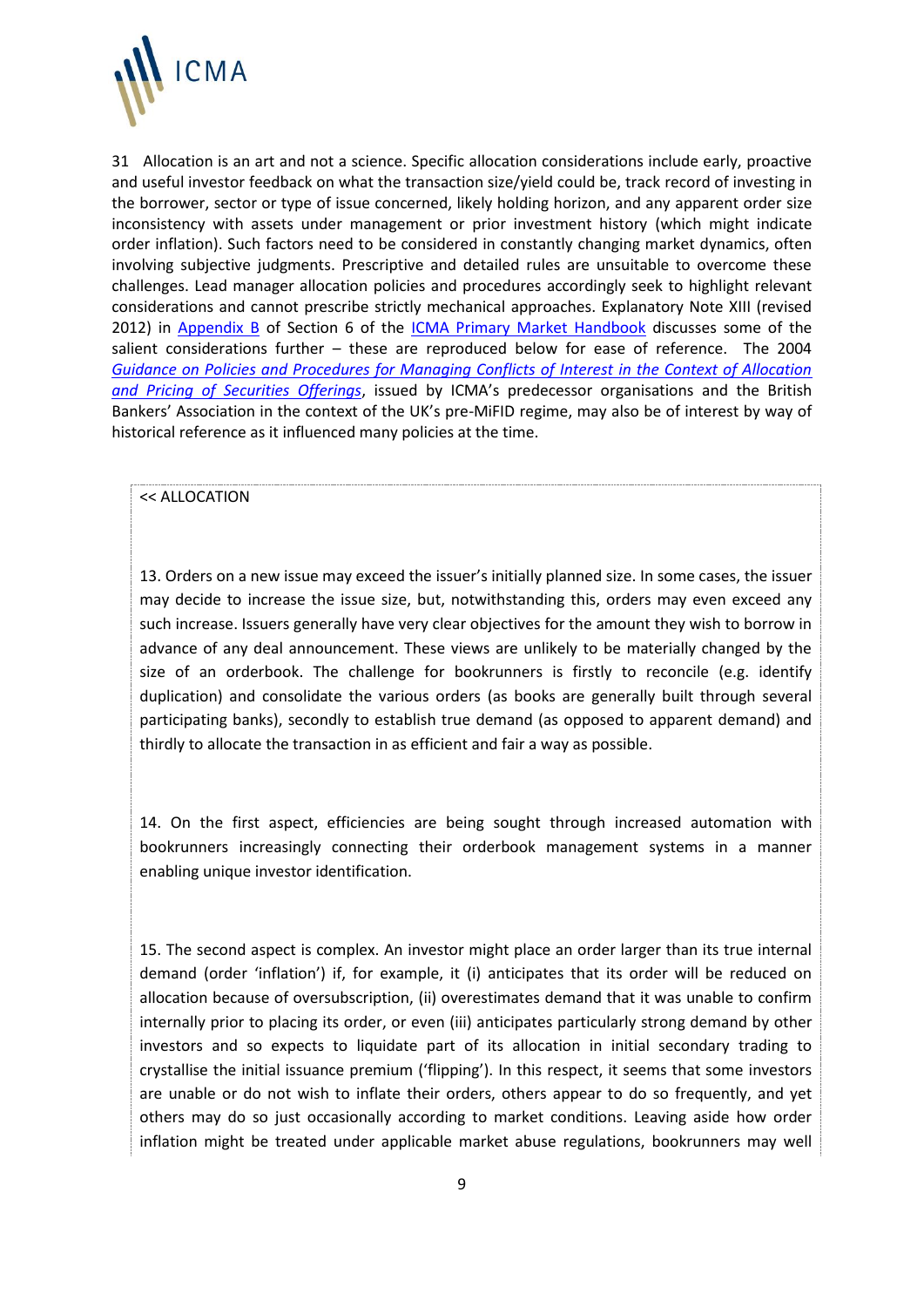31 Allocation is an art and not a science. Specific allocation considerations include early, proactive and useful investor feedback on what the transaction size/yield could be, track record of investing in the borrower, sector or type of issue concerned, likely holding horizon, and any apparent order size inconsistency with assets under management or prior investment history (which might indicate order inflation). Such factors need to be considered in constantly changing market dynamics, often involving subjective judgments. Prescriptive and detailed rules are unsuitable to overcome these challenges. Lead manager allocation policies and procedures accordingly seek to highlight relevant considerations and cannot prescribe strictly mechanical approaches. Explanatory Note XIII (revised 2012) in Appendix B of Section 6 of the ICMA Primary Market Handbook discusses some of the salient considerations further – these are reproduced below for ease of reference. The 2004 *Guidance on Policies and Procedures for Managing Conflicts of Interest in the Context of Allocation and Pricing of Securities Offerings*, issued by ICMA's predecessor organisations and the British Bankers' Association in the context of the UK's pre-MiFID regime, may also be of interest by way of historical reference as it influenced many policies at the time.

<< ALLOCATION

13. Orders on a new issue may exceed the issuer's initially planned size. In some cases, the issuer may decide to increase the issue size, but, notwithstanding this, orders may even exceed any such increase. Issuers generally have very clear objectives for the amount they wish to borrow in advance of any deal announcement. These views are unlikely to be materially changed by the size of an orderbook. The challenge for bookrunners is firstly to reconcile (e.g. identify duplication) and consolidate the various orders (as books are generally built through several participating banks), secondly to establish true demand (as opposed to apparent demand) and thirdly to allocate the transaction in as efficient and fair a way as possible.

14. On the first aspect, efficiencies are being sought through increased automation with bookrunners increasingly connecting their orderbook management systems in a manner enabling unique investor identification.

15. The second aspect is complex. An investor might place an order larger than its true internal demand (order 'inflation') if, for example, it (i) anticipates that its order will be reduced on allocation because of oversubscription, (ii) overestimates demand that it was unable to confirm internally prior to placing its order, or even (iii) anticipates particularly strong demand by other investors and so expects to liquidate part of its allocation in initial secondary trading to crystallise the initial issuance premium ('flipping'). In this respect, it seems that some investors are unable or do not wish to inflate their orders, others appear to do so frequently, and yet others may do so just occasionally according to market conditions. Leaving aside how order inflation might be treated under applicable market abuse regulations, bookrunners may well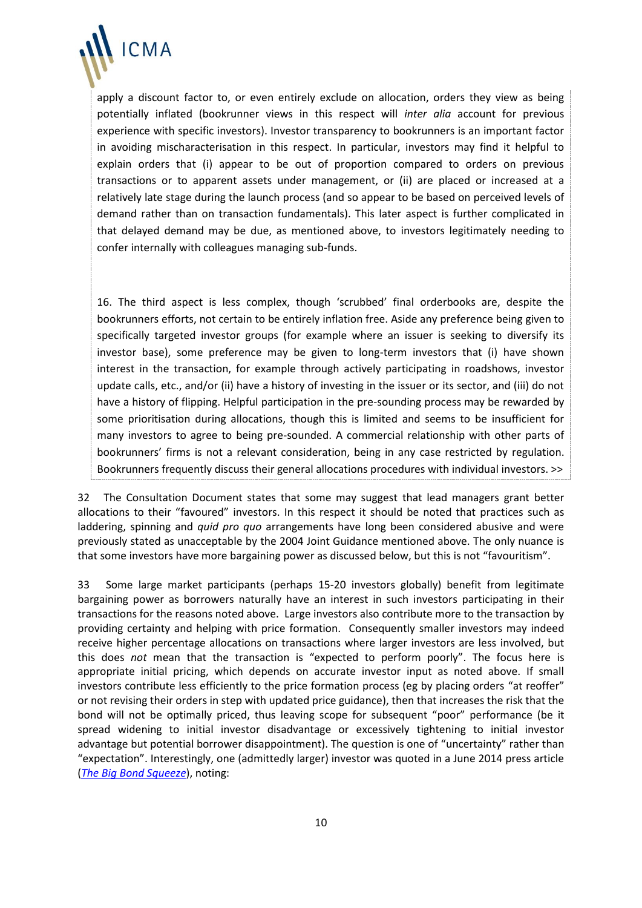apply a discount factor to, or even entirely exclude on allocation, orders they view as being potentially inflated (bookrunner views in this respect will *inter alia* account for previous experience with specific investors). Investor transparency to bookrunners is an important factor in avoiding mischaracterisation in this respect. In particular, investors may find it helpful to explain orders that (i) appear to be out of proportion compared to orders on previous transactions or to apparent assets under management, or (ii) are placed or increased at a relatively late stage during the launch process (and so appear to be based on perceived levels of demand rather than on transaction fundamentals). This later aspect is further complicated in that delayed demand may be due, as mentioned above, to investors legitimately needing to confer internally with colleagues managing sub-funds.

16. The third aspect is less complex, though 'scrubbed' final orderbooks are, despite the bookrunners efforts, not certain to be entirely inflation free. Aside any preference being given to specifically targeted investor groups (for example where an issuer is seeking to diversify its investor base), some preference may be given to long-term investors that (i) have shown interest in the transaction, for example through actively participating in roadshows, investor update calls, etc., and/or (ii) have a history of investing in the issuer or its sector, and (iii) do not have a history of flipping. Helpful participation in the pre-sounding process may be rewarded by some prioritisation during allocations, though this is limited and seems to be insufficient for many investors to agree to being pre-sounded. A commercial relationship with other parts of bookrunners' firms is not a relevant consideration, being in any case restricted by regulation. Bookrunners frequently discuss their general allocations procedures with individual investors. >>

32 The Consultation Document states that some may suggest that lead managers grant better allocations to their "favoured" investors. In this respect it should be noted that practices such as laddering, spinning and *quid pro quo* arrangements have long been considered abusive and were previously stated as unacceptable by the 2004 Joint Guidance mentioned above. The only nuance is that some investors have more bargaining power as discussed below, but this is not "favouritism".

33 Some large market participants (perhaps 15-20 investors globally) benefit from legitimate bargaining power as borrowers naturally have an interest in such investors participating in their transactions for the reasons noted above. Large investors also contribute more to the transaction by providing certainty and helping with price formation. Consequently smaller investors may indeed receive higher percentage allocations on transactions where larger investors are less involved, but this does *not* mean that the transaction is "expected to perform poorly". The focus here is appropriate initial pricing, which depends on accurate investor input as noted above. If small investors contribute less efficiently to the price formation process (eg by placing orders "at reoffer" or not revising their orders in step with updated price guidance), then that increases the risk that the bond will not be optimally priced, thus leaving scope for subsequent "poor" performance (be it spread widening to initial investor disadvantage or excessively tightening to initial investor advantage but potential borrower disappointment). The question is one of "uncertainty" rather than "expectation". Interestingly, one (admittedly larger) investor was quoted in a June 2014 press article (*The Big Bond Squeeze*), noting: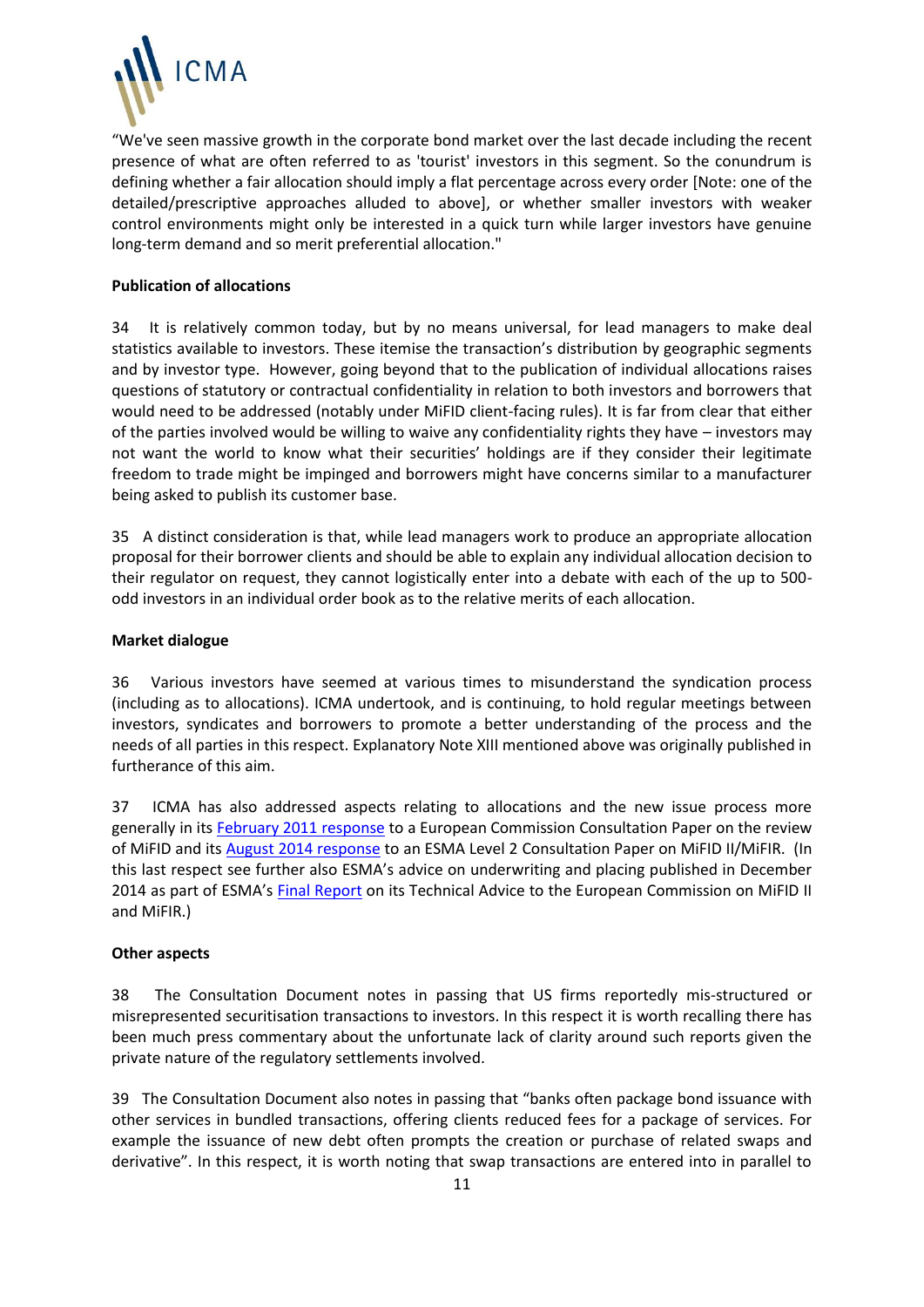"We've seen massive growth in the corporate bond market over the last decade including the recent presence of what are often referred to as 'tourist' investors in this segment. So the conundrum is defining whether a fair allocation should imply a flat percentage across every order [Note: one of the detailed/prescriptive approaches alluded to above], or whether smaller investors with weaker control environments might only be interested in a quick turn while larger investors have genuine long-term demand and so merit preferential allocation."

**Publication of allocations**

34 It is relatively common today, but by no means universal, for lead managers to make deal statistics available to investors. These itemise the transaction's distribution by geographic segments and by investor type. However, going beyond that to the publication of individual allocations raises questions of statutory or contractual confidentiality in relation to both investors and borrowers that would need to be addressed (notably under MiFID client-facing rules). It is far from clear that either of the parties involved would be willing to waive any confidentiality rights they have – investors may not want the world to know what their securities' holdings are if they consider their legitimate freedom to trade might be impinged and borrowers might have concerns similar to a manufacturer being asked to publish its customer base.

35 A distinct consideration is that, while lead managers work to produce an appropriate allocation proposal for their borrower clients and should be able to explain any individual allocation decision to their regulator on request, they cannot logistically enter into a debate with each of the up to 500-odd investors in an individual order book as to the relative merits of each allocation.

**Market dialogue**

36 Various investors have seemed at various times to misunderstand the syndication process (including as to allocations). ICMA undertook, and is continuing, to hold regular meetings between investors, syndicates and borrowers to promote a better understanding of the process and the needs of all parties in this respect. Explanatory Note XIII mentioned above was originally published in furtherance of this aim.

37 ICMA has also addressed aspects relating to allocations and the new issue process more generally in its February 2011 response to a European Commission Consultation Paper on the review of MiFID and its August 2014 response to an ESMA Level 2 Consultation Paper on MiFID II/MiFIR. (In this last respect see further also ESMA's advice on underwriting and placing published in December 2014 as part of ESMA's Final Report on its Technical Advice to the European Commission on MiFID II and MiFIR.)

**Other aspects**

38 The Consultation Document notes in passing that US firms reportedly mis-structured or misrepresented securitisation transactions to investors. In this respect it is worth recalling there has been much press commentary about the unfortunate lack of clarity around such reports given the private nature of the regulatory settlements involved.

39 The Consultation Document also notes in passing that "banks often package bond issuance with other services in bundled transactions, offering clients reduced fees for a package of services. For example the issuance of new debt often prompts the creation or purchase of related swaps and derivative". In this respect, it is worth noting that swap transactions are entered into in parallel to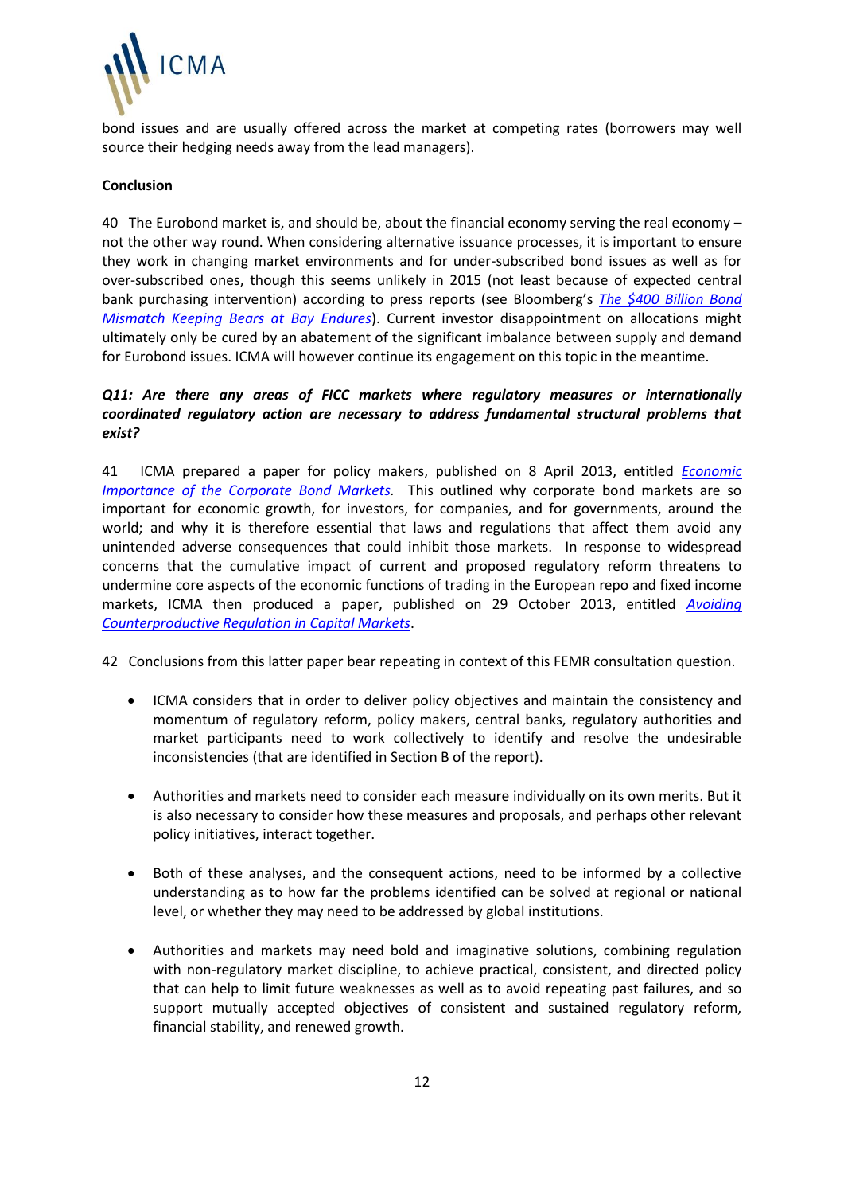bond issues and are usually offered across the market at competing rates (borrowers may well source their hedging needs away from the lead managers).

**Conclusion**

40 The Eurobond market is, and should be, about the financial economy serving the real economy – not the other way round. When considering alternative issuance processes, it is important to ensure they work in changing market environments and for under-subscribed bond issues as well as for over-subscribed ones, though this seems unlikely in 2015 (not least because of expected central bank purchasing intervention) according to press reports (see Bloomberg's *The $400 Billion Bond Mismatch Keeping Bears at Bay Endures*). Current investor disappointment on allocations might ultimately only be cured by an abatement of the significant imbalance between supply and demand for Eurobond issues. ICMA will however continue its engagement on this topic in the meantime.

***Q11: Are there any areas of FICC markets where regulatory measures or internationally coordinated regulatory action are necessary to address fundamental structural problems that exist?***

41 ICMA prepared a paper for policy makers, published on 8 April 2013, entitled *Economic Importance of the Corporate Bond Markets*. This outlined why corporate bond markets are so important for economic growth, for investors, for companies, and for governments, around the world; and why it is therefore essential that laws and regulations that affect them avoid any unintended adverse consequences that could inhibit those markets. In response to widespread concerns that the cumulative impact of current and proposed regulatory reform threatens to undermine core aspects of the economic functions of trading in the European repo and fixed income markets, ICMA then produced a paper, published on 29 October 2013, entitled *Avoiding Counterproductive Regulation in Capital Markets*.

42 Conclusions from this latter paper bear repeating in context of this FEMR consultation question.

- ICMA considers that in order to deliver policy objectives and maintain the consistency and momentum of regulatory reform, policy makers, central banks, regulatory authorities and market participants need to work collectively to identify and resolve the undesirable inconsistencies (that are identified in Section B of the report).

- Authorities and markets need to consider each measure individually on its own merits. But it is also necessary to consider how these measures and proposals, and perhaps other relevant policy initiatives, interact together.

- Both of these analyses, and the consequent actions, need to be informed by a collective understanding as to how far the problems identified can be solved at regional or national level, or whether they may need to be addressed by global institutions.

- Authorities and markets may need bold and imaginative solutions, combining regulation with non-regulatory market discipline, to achieve practical, consistent, and directed policy that can help to limit future weaknesses as well as to avoid repeating past failures, and so support mutually accepted objectives of consistent and sustained regulatory reform, financial stability, and renewed growth.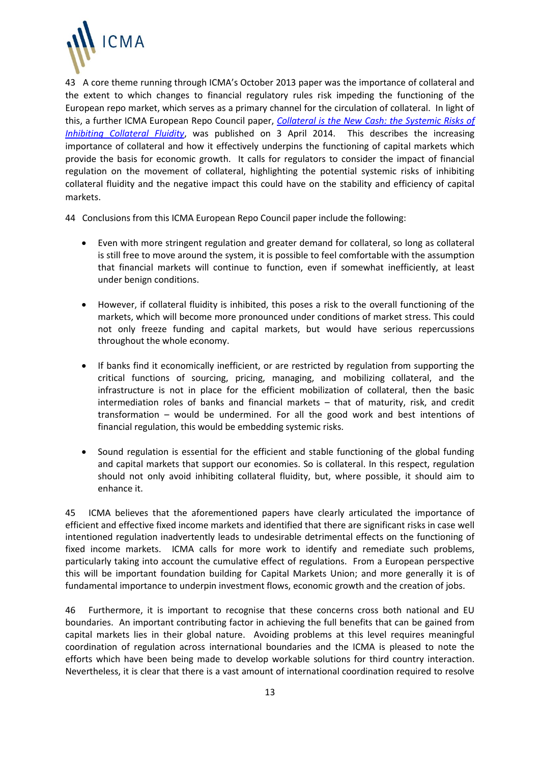43 A core theme running through ICMA's October 2013 paper was the importance of collateral and the extent to which changes to financial regulatory rules risk impeding the functioning of the European repo market, which serves as a primary channel for the circulation of collateral. In light of this, a further ICMA European Repo Council paper, *Collateral is the New Cash: the Systemic Risks of Inhibiting Collateral Fluidity*, was published on 3 April 2014. This describes the increasing importance of collateral and how it effectively underpins the functioning of capital markets which provide the basis for economic growth. It calls for regulators to consider the impact of financial regulation on the movement of collateral, highlighting the potential systemic risks of inhibiting collateral fluidity and the negative impact this could have on the stability and efficiency of capital markets.

44 Conclusions from this ICMA European Repo Council paper include the following:

- Even with more stringent regulation and greater demand for collateral, so long as collateral is still free to move around the system, it is possible to feel comfortable with the assumption that financial markets will continue to function, even if somewhat inefficiently, at least under benign conditions.

- However, if collateral fluidity is inhibited, this poses a risk to the overall functioning of the markets, which will become more pronounced under conditions of market stress. This could not only freeze funding and capital markets, but would have serious repercussions throughout the whole economy.

- If banks find it economically inefficient, or are restricted by regulation from supporting the critical functions of sourcing, pricing, managing, and mobilizing collateral, and the infrastructure is not in place for the efficient mobilization of collateral, then the basic intermediation roles of banks and financial markets – that of maturity, risk, and credit transformation – would be undermined. For all the good work and best intentions of financial regulation, this would be embedding systemic risks.

- Sound regulation is essential for the efficient and stable functioning of the global funding and capital markets that support our economies. So is collateral. In this respect, regulation should not only avoid inhibiting collateral fluidity, but, where possible, it should aim to enhance it.

45 ICMA believes that the aforementioned papers have clearly articulated the importance of efficient and effective fixed income markets and identified that there are significant risks in case well intentioned regulation inadvertently leads to undesirable detrimental effects on the functioning of fixed income markets. ICMA calls for more work to identify and remediate such problems, particularly taking into account the cumulative effect of regulations. From a European perspective this will be important foundation building for Capital Markets Union; and more generally it is of fundamental importance to underpin investment flows, economic growth and the creation of jobs.

46 Furthermore, it is important to recognise that these concerns cross both national and EU boundaries. An important contributing factor in achieving the full benefits that can be gained from capital markets lies in their global nature. Avoiding problems at this level requires meaningful coordination of regulation across international boundaries and the ICMA is pleased to note the efforts which have been being made to develop workable solutions for third country interaction. Nevertheless, it is clear that there is a vast amount of international coordination required to resolve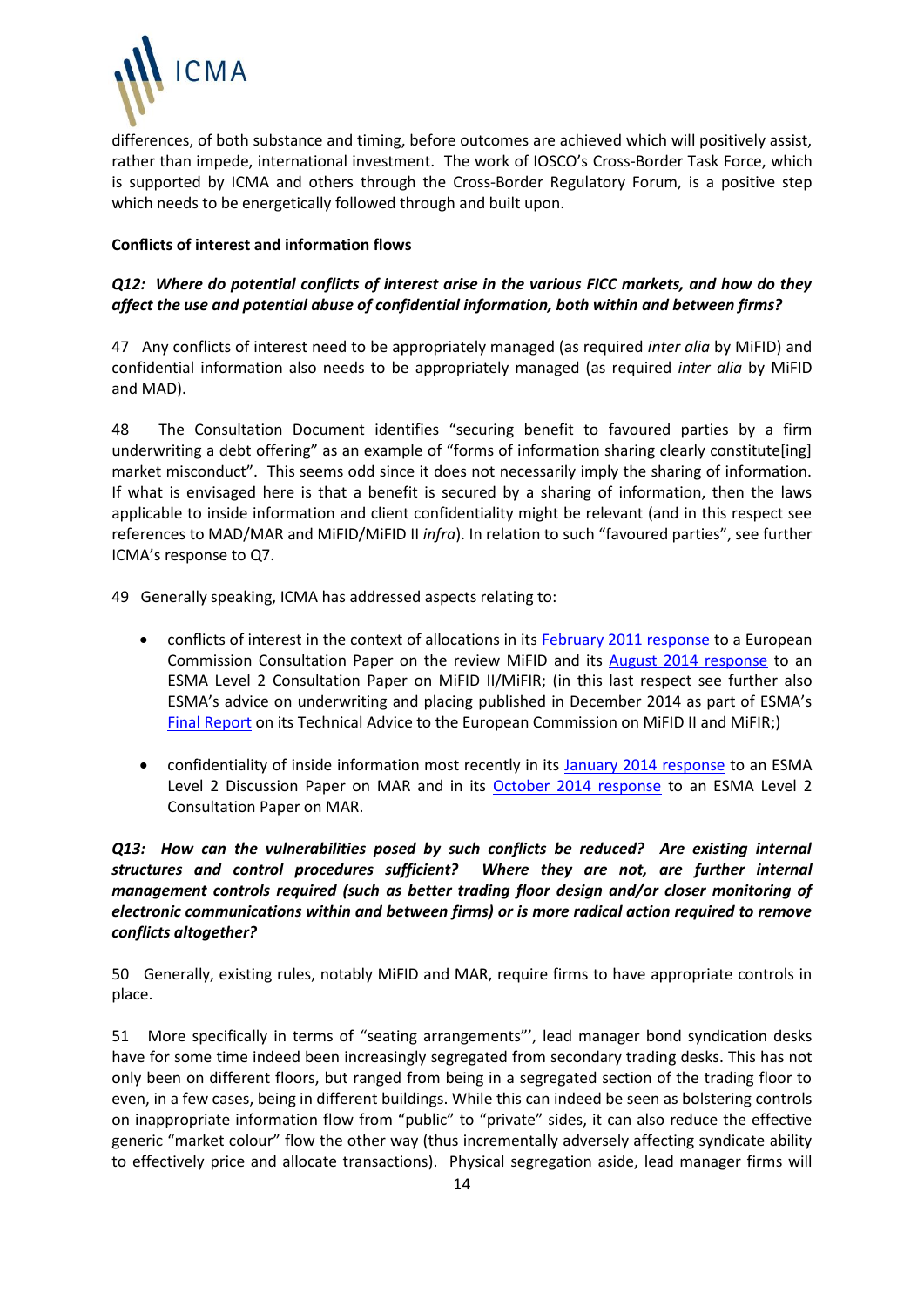differences, of both substance and timing, before outcomes are achieved which will positively assist, rather than impede, international investment. The work of IOSCO's Cross-Border Task Force, which is supported by ICMA and others through the Cross-Border Regulatory Forum, is a positive step which needs to be energetically followed through and built upon.

**Conflicts of interest and information flows**

***Q12: Where do potential conflicts of interest arise in the various FICC markets, and how do they affect the use and potential abuse of confidential information, both within and between firms?***

47 Any conflicts of interest need to be appropriately managed (as required *inter alia* by MiFID) and confidential information also needs to be appropriately managed (as required *inter alia* by MiFID and MAD).

48 The Consultation Document identifies "securing benefit to favoured parties by a firm underwriting a debt offering" as an example of "forms of information sharing clearly constitute[ing] market misconduct". This seems odd since it does not necessarily imply the sharing of information. If what is envisaged here is that a benefit is secured by a sharing of information, then the laws applicable to inside information and client confidentiality might be relevant (and in this respect see references to MAD/MAR and MiFID/MiFID II *infra*). In relation to such "favoured parties", see further ICMA's response to Q7.

49 Generally speaking, ICMA has addressed aspects relating to:

- conflicts of interest in the context of allocations in its February 2011 response to a European Commission Consultation Paper on the review MiFID and its August 2014 response to an ESMA Level 2 Consultation Paper on MiFID II/MiFIR; (in this last respect see further also ESMA's advice on underwriting and placing published in December 2014 as part of ESMA's Final Report on its Technical Advice to the European Commission on MiFID II and MiFIR;)
- confidentiality of inside information most recently in its January 2014 response to an ESMA Level 2 Discussion Paper on MAR and in its October 2014 response to an ESMA Level 2 Consultation Paper on MAR.

***Q13: How can the vulnerabilities posed by such conflicts be reduced? Are existing internal structures and control procedures sufficient? Where they are not, are further internal management controls required (such as better trading floor design and/or closer monitoring of electronic communications within and between firms) or is more radical action required to remove conflicts altogether?***

50 Generally, existing rules, notably MiFID and MAR, require firms to have appropriate controls in place.

51 More specifically in terms of "seating arrangements"', lead manager bond syndication desks have for some time indeed been increasingly segregated from secondary trading desks. This has not only been on different floors, but ranged from being in a segregated section of the trading floor to even, in a few cases, being in different buildings. While this can indeed be seen as bolstering controls on inappropriate information flow from "public" to "private" sides, it can also reduce the effective generic "market colour" flow the other way (thus incrementally adversely affecting syndicate ability to effectively price and allocate transactions). Physical segregation aside, lead manager firms will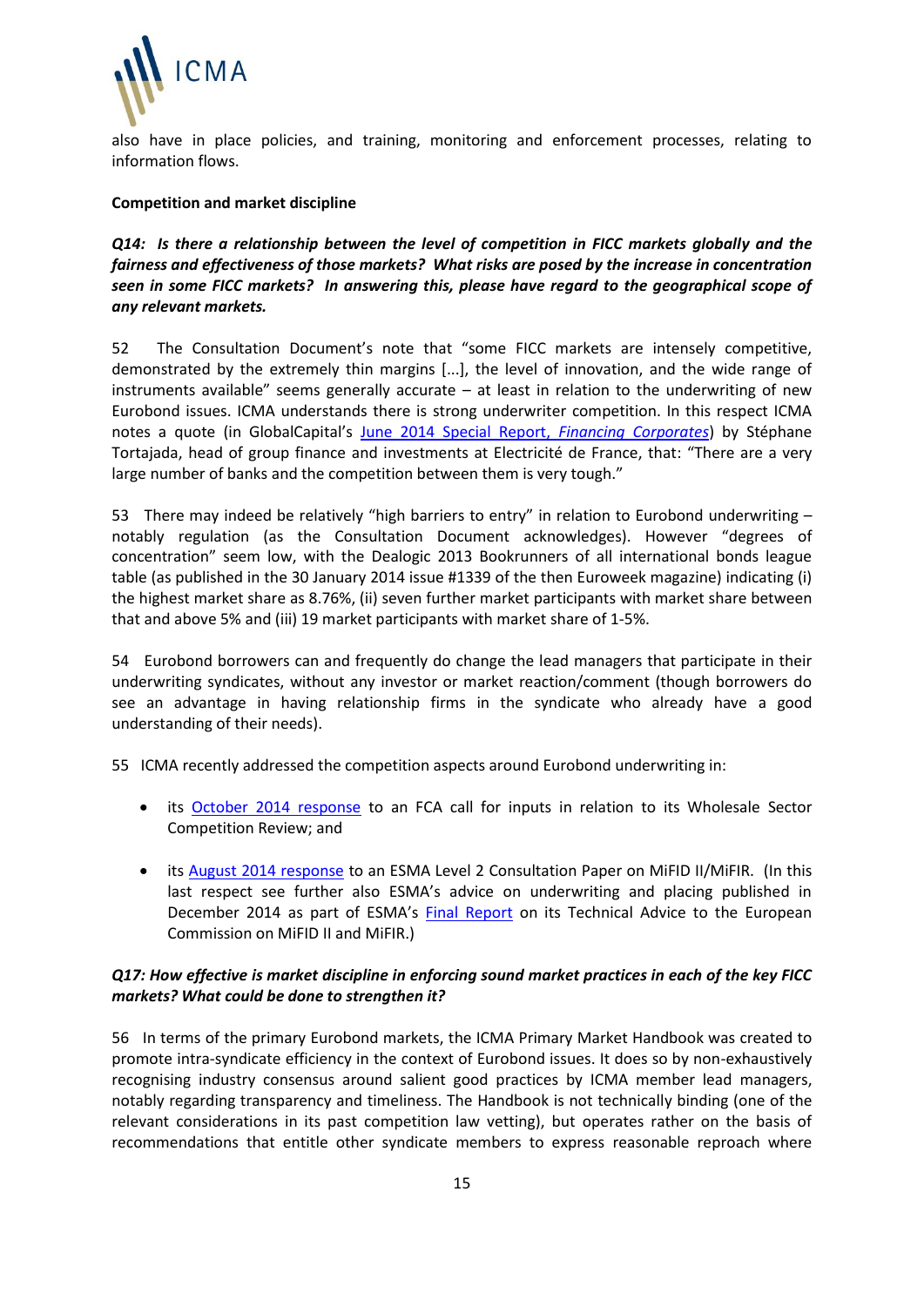also have in place policies, and training, monitoring and enforcement processes, relating to information flows.

**Competition and market discipline**

***Q14: Is there a relationship between the level of competition in FICC markets globally and the fairness and effectiveness of those markets? What risks are posed by the increase in concentration seen in some FICC markets? In answering this, please have regard to the geographical scope of any relevant markets.***

52 The Consultation Document's note that "some FICC markets are intensely competitive, demonstrated by the extremely thin margins [...], the level of innovation, and the wide range of instruments available" seems generally accurate – at least in relation to the underwriting of new Eurobond issues. ICMA understands there is strong underwriter competition. In this respect ICMA notes a quote (in GlobalCapital's June 2014 Special Report, *Financing Corporates*) by Stéphane Tortajada, head of group finance and investments at Electricité de France, that: "There are a very large number of banks and the competition between them is very tough."

53 There may indeed be relatively "high barriers to entry" in relation to Eurobond underwriting – notably regulation (as the Consultation Document acknowledges). However "degrees of concentration" seem low, with the Dealogic 2013 Bookrunners of all international bonds league table (as published in the 30 January 2014 issue #1339 of the then Euroweek magazine) indicating (i) the highest market share as 8.76%, (ii) seven further market participants with market share between that and above 5% and (iii) 19 market participants with market share of 1-5%.

54 Eurobond borrowers can and frequently do change the lead managers that participate in their underwriting syndicates, without any investor or market reaction/comment (though borrowers do see an advantage in having relationship firms in the syndicate who already have a good understanding of their needs).

55 ICMA recently addressed the competition aspects around Eurobond underwriting in:

- its October 2014 response to an FCA call for inputs in relation to its Wholesale Sector Competition Review; and
- its August 2014 response to an ESMA Level 2 Consultation Paper on MiFID II/MiFIR. (In this last respect see further also ESMA's advice on underwriting and placing published in December 2014 as part of ESMA's Final Report on its Technical Advice to the European Commission on MiFID II and MiFIR.)

***Q17: How effective is market discipline in enforcing sound market practices in each of the key FICC markets? What could be done to strengthen it?***

56 In terms of the primary Eurobond markets, the ICMA Primary Market Handbook was created to promote intra-syndicate efficiency in the context of Eurobond issues. It does so by non-exhaustively recognising industry consensus around salient good practices by ICMA member lead managers, notably regarding transparency and timeliness. The Handbook is not technically binding (one of the relevant considerations in its past competition law vetting), but operates rather on the basis of recommendations that entitle other syndicate members to express reasonable reproach where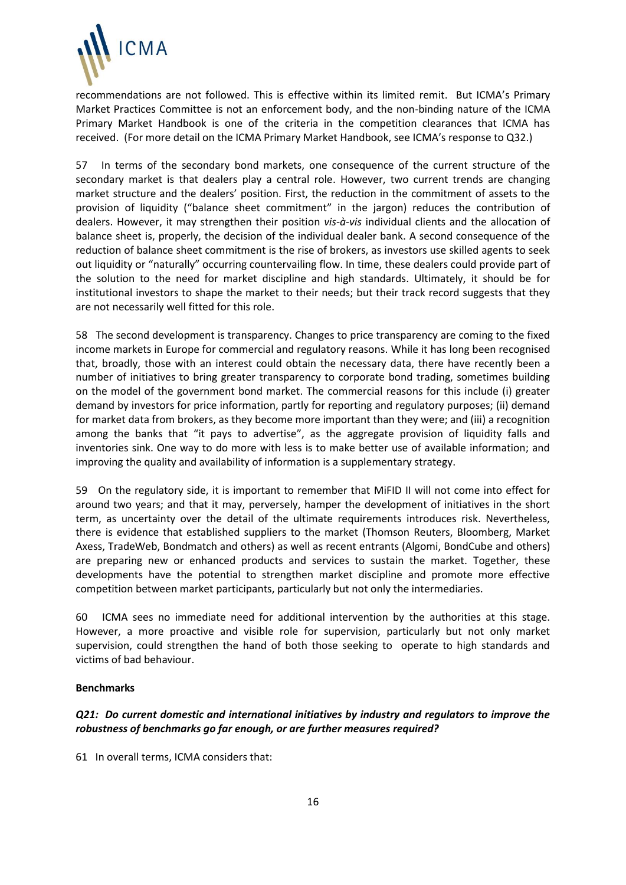recommendations are not followed. This is effective within its limited remit. But ICMA's Primary Market Practices Committee is not an enforcement body, and the non-binding nature of the ICMA Primary Market Handbook is one of the criteria in the competition clearances that ICMA has received. (For more detail on the ICMA Primary Market Handbook, see ICMA's response to Q32.)

57 In terms of the secondary bond markets, one consequence of the current structure of the secondary market is that dealers play a central role. However, two current trends are changing market structure and the dealers' position. First, the reduction in the commitment of assets to the provision of liquidity ("balance sheet commitment" in the jargon) reduces the contribution of dealers. However, it may strengthen their position *vis-à-vis* individual clients and the allocation of balance sheet is, properly, the decision of the individual dealer bank. A second consequence of the reduction of balance sheet commitment is the rise of brokers, as investors use skilled agents to seek out liquidity or "naturally" occurring countervailing flow. In time, these dealers could provide part of the solution to the need for market discipline and high standards. Ultimately, it should be for institutional investors to shape the market to their needs; but their track record suggests that they are not necessarily well fitted for this role.

58 The second development is transparency. Changes to price transparency are coming to the fixed income markets in Europe for commercial and regulatory reasons. While it has long been recognised that, broadly, those with an interest could obtain the necessary data, there have recently been a number of initiatives to bring greater transparency to corporate bond trading, sometimes building on the model of the government bond market. The commercial reasons for this include (i) greater demand by investors for price information, partly for reporting and regulatory purposes; (ii) demand for market data from brokers, as they become more important than they were; and (iii) a recognition among the banks that "it pays to advertise", as the aggregate provision of liquidity falls and inventories sink. One way to do more with less is to make better use of available information; and improving the quality and availability of information is a supplementary strategy.

59 On the regulatory side, it is important to remember that MiFID II will not come into effect for around two years; and that it may, perversely, hamper the development of initiatives in the short term, as uncertainty over the detail of the ultimate requirements introduces risk. Nevertheless, there is evidence that established suppliers to the market (Thomson Reuters, Bloomberg, Market Axess, TradeWeb, Bondmatch and others) as well as recent entrants (Algomi, BondCube and others) are preparing new or enhanced products and services to sustain the market. Together, these developments have the potential to strengthen market discipline and promote more effective competition between market participants, particularly but not only the intermediaries.

60 ICMA sees no immediate need for additional intervention by the authorities at this stage. However, a more proactive and visible role for supervision, particularly but not only market supervision, could strengthen the hand of both those seeking to operate to high standards and victims of bad behaviour.

**Benchmarks**

***Q21: Do current domestic and international initiatives by industry and regulators to improve the robustness of benchmarks go far enough, or are further measures required?***

61 In overall terms, ICMA considers that: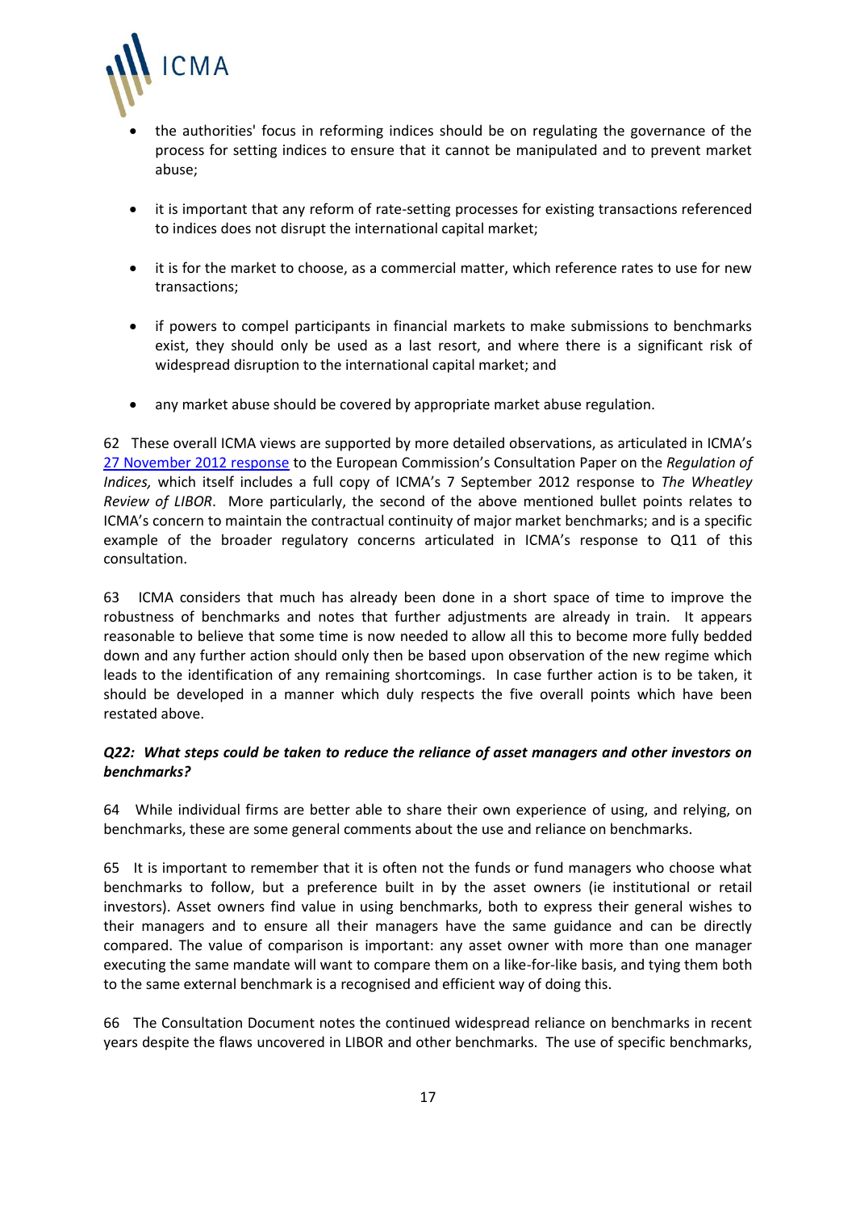- the authorities' focus in reforming indices should be on regulating the governance of the process for setting indices to ensure that it cannot be manipulated and to prevent market abuse;

- it is important that any reform of rate-setting processes for existing transactions referenced to indices does not disrupt the international capital market;

- it is for the market to choose, as a commercial matter, which reference rates to use for new transactions;

- if powers to compel participants in financial markets to make submissions to benchmarks exist, they should only be used as a last resort, and where there is a significant risk of widespread disruption to the international capital market; and

- any market abuse should be covered by appropriate market abuse regulation.

62 These overall ICMA views are supported by more detailed observations, as articulated in ICMA's 27 November 2012 response to the European Commission's Consultation Paper on the *Regulation of Indices,* which itself includes a full copy of ICMA's 7 September 2012 response to *The Wheatley Review of LIBOR*. More particularly, the second of the above mentioned bullet points relates to ICMA's concern to maintain the contractual continuity of major market benchmarks; and is a specific example of the broader regulatory concerns articulated in ICMA's response to Q11 of this consultation.

63 ICMA considers that much has already been done in a short space of time to improve the robustness of benchmarks and notes that further adjustments are already in train. It appears reasonable to believe that some time is now needed to allow all this to become more fully bedded down and any further action should only then be based upon observation of the new regime which leads to the identification of any remaining shortcomings. In case further action is to be taken, it should be developed in a manner which duly respects the five overall points which have been restated above.

***Q22: What steps could be taken to reduce the reliance of asset managers and other investors on benchmarks?***

64 While individual firms are better able to share their own experience of using, and relying, on benchmarks, these are some general comments about the use and reliance on benchmarks.

65 It is important to remember that it is often not the funds or fund managers who choose what benchmarks to follow, but a preference built in by the asset owners (ie institutional or retail investors). Asset owners find value in using benchmarks, both to express their general wishes to their managers and to ensure all their managers have the same guidance and can be directly compared. The value of comparison is important: any asset owner with more than one manager executing the same mandate will want to compare them on a like-for-like basis, and tying them both to the same external benchmark is a recognised and efficient way of doing this.

66 The Consultation Document notes the continued widespread reliance on benchmarks in recent years despite the flaws uncovered in LIBOR and other benchmarks. The use of specific benchmarks,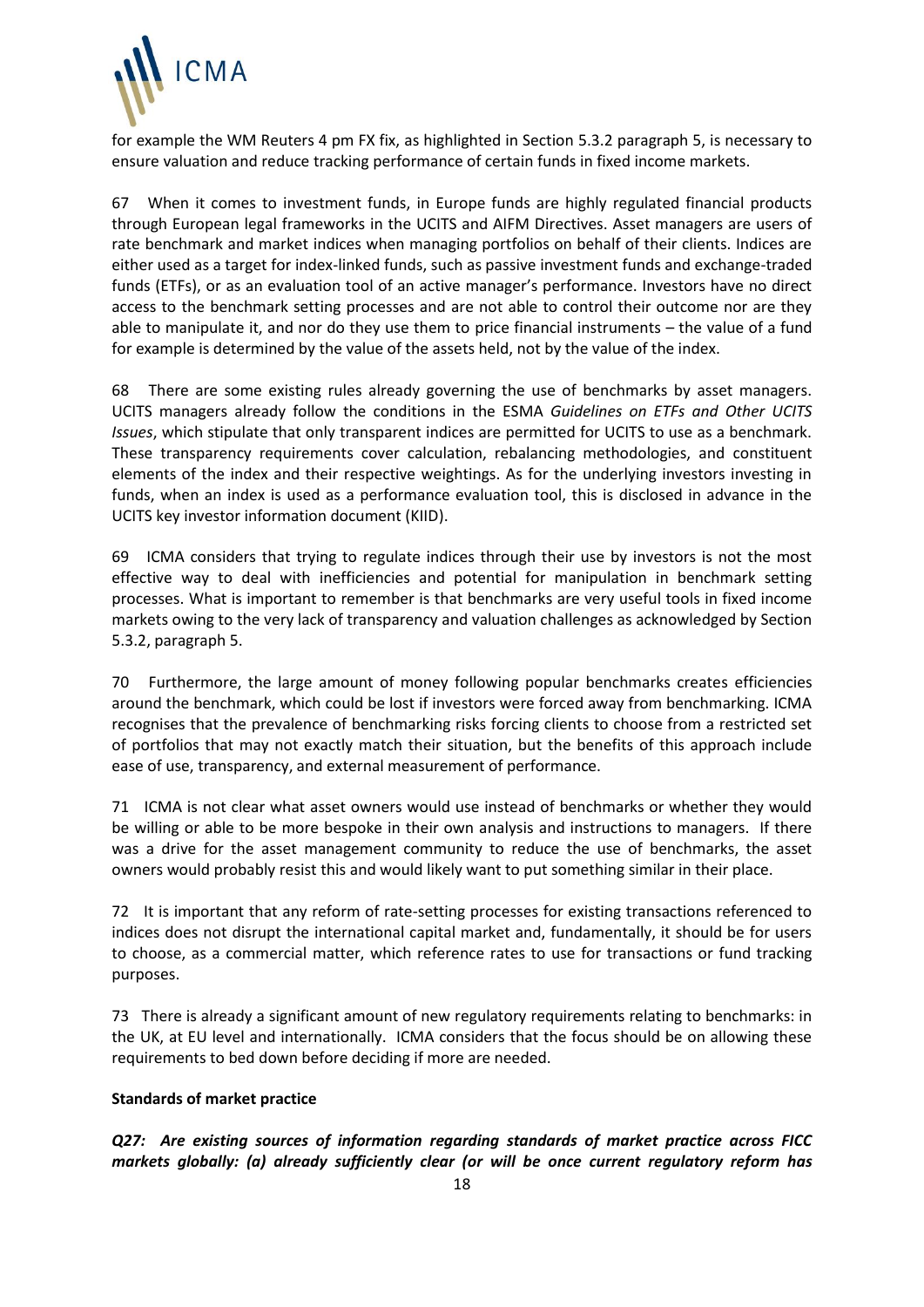for example the WM Reuters 4 pm FX fix, as highlighted in Section 5.3.2 paragraph 5, is necessary to ensure valuation and reduce tracking performance of certain funds in fixed income markets.

67 When it comes to investment funds, in Europe funds are highly regulated financial products through European legal frameworks in the UCITS and AIFM Directives. Asset managers are users of rate benchmark and market indices when managing portfolios on behalf of their clients. Indices are either used as a target for index-linked funds, such as passive investment funds and exchange-traded funds (ETFs), or as an evaluation tool of an active manager's performance. Investors have no direct access to the benchmark setting processes and are not able to control their outcome nor are they able to manipulate it, and nor do they use them to price financial instruments – the value of a fund for example is determined by the value of the assets held, not by the value of the index.

68 There are some existing rules already governing the use of benchmarks by asset managers. UCITS managers already follow the conditions in the ESMA *Guidelines on ETFs and Other UCITS Issues*, which stipulate that only transparent indices are permitted for UCITS to use as a benchmark. These transparency requirements cover calculation, rebalancing methodologies, and constituent elements of the index and their respective weightings. As for the underlying investors investing in funds, when an index is used as a performance evaluation tool, this is disclosed in advance in the UCITS key investor information document (KIID).

69 ICMA considers that trying to regulate indices through their use by investors is not the most effective way to deal with inefficiencies and potential for manipulation in benchmark setting processes. What is important to remember is that benchmarks are very useful tools in fixed income markets owing to the very lack of transparency and valuation challenges as acknowledged by Section 5.3.2, paragraph 5.

70 Furthermore, the large amount of money following popular benchmarks creates efficiencies around the benchmark, which could be lost if investors were forced away from benchmarking. ICMA recognises that the prevalence of benchmarking risks forcing clients to choose from a restricted set of portfolios that may not exactly match their situation, but the benefits of this approach include ease of use, transparency, and external measurement of performance.

71 ICMA is not clear what asset owners would use instead of benchmarks or whether they would be willing or able to be more bespoke in their own analysis and instructions to managers. If there was a drive for the asset management community to reduce the use of benchmarks, the asset owners would probably resist this and would likely want to put something similar in their place.

72 It is important that any reform of rate-setting processes for existing transactions referenced to indices does not disrupt the international capital market and, fundamentally, it should be for users to choose, as a commercial matter, which reference rates to use for transactions or fund tracking purposes.

73 There is already a significant amount of new regulatory requirements relating to benchmarks: in the UK, at EU level and internationally. ICMA considers that the focus should be on allowing these requirements to bed down before deciding if more are needed.

**Standards of market practice**

***Q27: Are existing sources of information regarding standards of market practice across FICC markets globally: (a) already sufficiently clear (or will be once current regulatory reform has***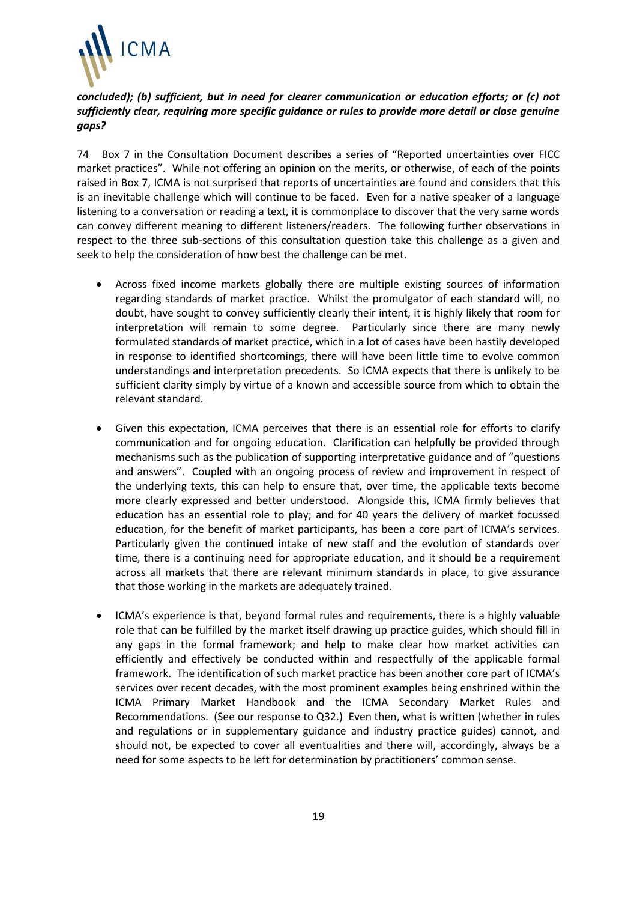***concluded); (b) sufficient, but in need for clearer communication or education efforts; or (c) not sufficiently clear, requiring more specific guidance or rules to provide more detail or close genuine gaps?***

74 Box 7 in the Consultation Document describes a series of "Reported uncertainties over FICC market practices". While not offering an opinion on the merits, or otherwise, of each of the points raised in Box 7, ICMA is not surprised that reports of uncertainties are found and considers that this is an inevitable challenge which will continue to be faced. Even for a native speaker of a language listening to a conversation or reading a text, it is commonplace to discover that the very same words can convey different meaning to different listeners/readers. The following further observations in respect to the three sub-sections of this consultation question take this challenge as a given and seek to help the consideration of how best the challenge can be met.

- Across fixed income markets globally there are multiple existing sources of information regarding standards of market practice. Whilst the promulgator of each standard will, no doubt, have sought to convey sufficiently clearly their intent, it is highly likely that room for interpretation will remain to some degree. Particularly since there are many newly formulated standards of market practice, which in a lot of cases have been hastily developed in response to identified shortcomings, there will have been little time to evolve common understandings and interpretation precedents. So ICMA expects that there is unlikely to be sufficient clarity simply by virtue of a known and accessible source from which to obtain the relevant standard.

- Given this expectation, ICMA perceives that there is an essential role for efforts to clarify communication and for ongoing education. Clarification can helpfully be provided through mechanisms such as the publication of supporting interpretative guidance and of "questions and answers". Coupled with an ongoing process of review and improvement in respect of the underlying texts, this can help to ensure that, over time, the applicable texts become more clearly expressed and better understood. Alongside this, ICMA firmly believes that education has an essential role to play; and for 40 years the delivery of market focussed education, for the benefit of market participants, has been a core part of ICMA's services. Particularly given the continued intake of new staff and the evolution of standards over time, there is a continuing need for appropriate education, and it should be a requirement across all markets that there are relevant minimum standards in place, to give assurance that those working in the markets are adequately trained.

- ICMA's experience is that, beyond formal rules and requirements, there is a highly valuable role that can be fulfilled by the market itself drawing up practice guides, which should fill in any gaps in the formal framework; and help to make clear how market activities can efficiently and effectively be conducted within and respectfully of the applicable formal framework. The identification of such market practice has been another core part of ICMA's services over recent decades, with the most prominent examples being enshrined within the ICMA Primary Market Handbook and the ICMA Secondary Market Rules and Recommendations. (See our response to Q32.) Even then, what is written (whether in rules and regulations or in supplementary guidance and industry practice guides) cannot, and should not, be expected to cover all eventualities and there will, accordingly, always be a need for some aspects to be left for determination by practitioners' common sense.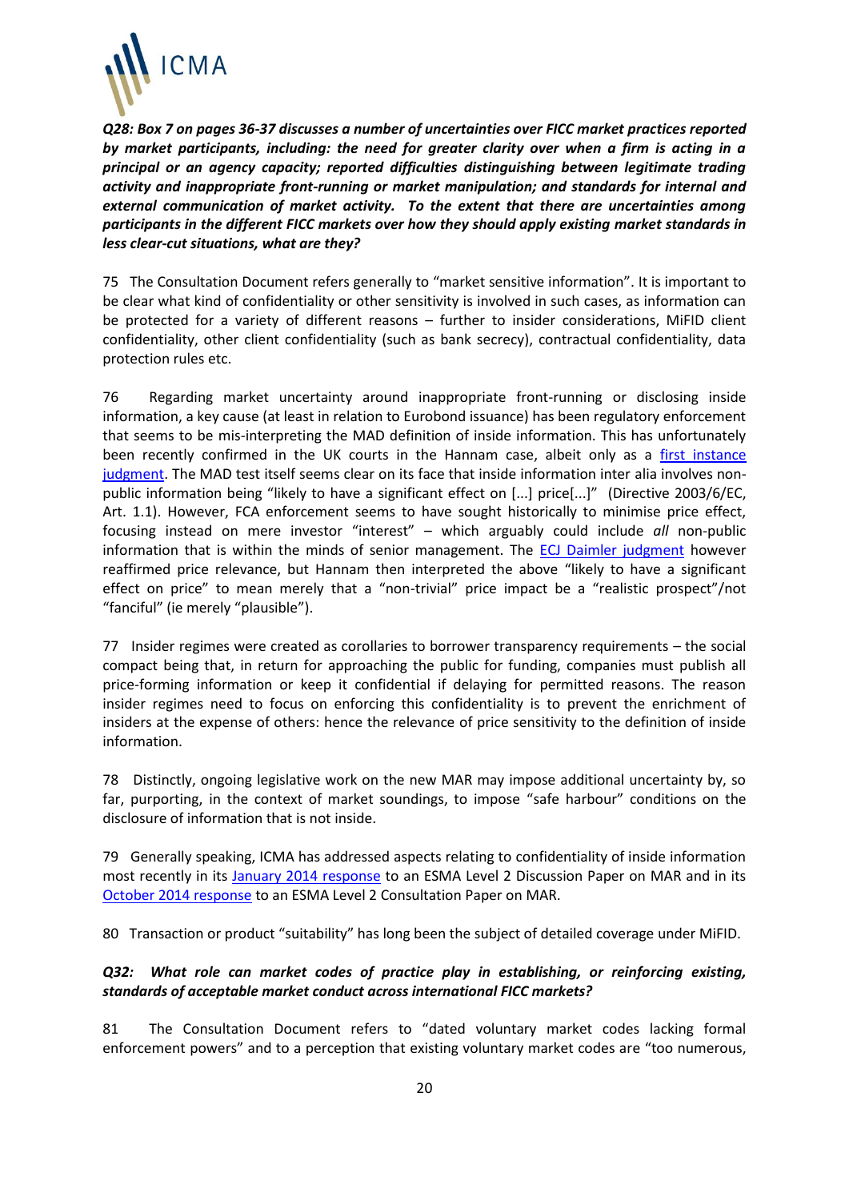***Q28: Box 7 on pages 36-37 discusses a number of uncertainties over FICC market practices reported by market participants, including: the need for greater clarity over when a firm is acting in a principal or an agency capacity; reported difficulties distinguishing between legitimate trading activity and inappropriate front-running or market manipulation; and standards for internal and external communication of market activity. To the extent that there are uncertainties among participants in the different FICC markets over how they should apply existing market standards in less clear-cut situations, what are they?***

75 The Consultation Document refers generally to "market sensitive information". It is important to be clear what kind of confidentiality or other sensitivity is involved in such cases, as information can be protected for a variety of different reasons – further to insider considerations, MiFID client confidentiality, other client confidentiality (such as bank secrecy), contractual confidentiality, data protection rules etc.

76 Regarding market uncertainty around inappropriate front-running or disclosing inside information, a key cause (at least in relation to Eurobond issuance) has been regulatory enforcement that seems to be mis-interpreting the MAD definition of inside information. This has unfortunately been recently confirmed in the UK courts in the Hannam case, albeit only as a first instance judgment. The MAD test itself seems clear on its face that inside information inter alia involves non-public information being "likely to have a significant effect on [...] price[...]" (Directive 2003/6/EC, Art. 1.1). However, FCA enforcement seems to have sought historically to minimise price effect, focusing instead on mere investor "interest" – which arguably could include *all* non-public information that is within the minds of senior management. The ECJ Daimler judgment however reaffirmed price relevance, but Hannam then interpreted the above "likely to have a significant effect on price" to mean merely that a "non-trivial" price impact be a "realistic prospect"/not "fanciful" (ie merely "plausible").

77 Insider regimes were created as corollaries to borrower transparency requirements – the social compact being that, in return for approaching the public for funding, companies must publish all price-forming information or keep it confidential if delaying for permitted reasons. The reason insider regimes need to focus on enforcing this confidentiality is to prevent the enrichment of insiders at the expense of others: hence the relevance of price sensitivity to the definition of inside information.

78 Distinctly, ongoing legislative work on the new MAR may impose additional uncertainty by, so far, purporting, in the context of market soundings, to impose "safe harbour" conditions on the disclosure of information that is not inside.

79 Generally speaking, ICMA has addressed aspects relating to confidentiality of inside information most recently in its January 2014 response to an ESMA Level 2 Discussion Paper on MAR and in its October 2014 response to an ESMA Level 2 Consultation Paper on MAR.

80 Transaction or product "suitability" has long been the subject of detailed coverage under MiFID.

***Q32: What role can market codes of practice play in establishing, or reinforcing existing, standards of acceptable market conduct across international FICC markets?***

81 The Consultation Document refers to "dated voluntary market codes lacking formal enforcement powers" and to a perception that existing voluntary market codes are "too numerous,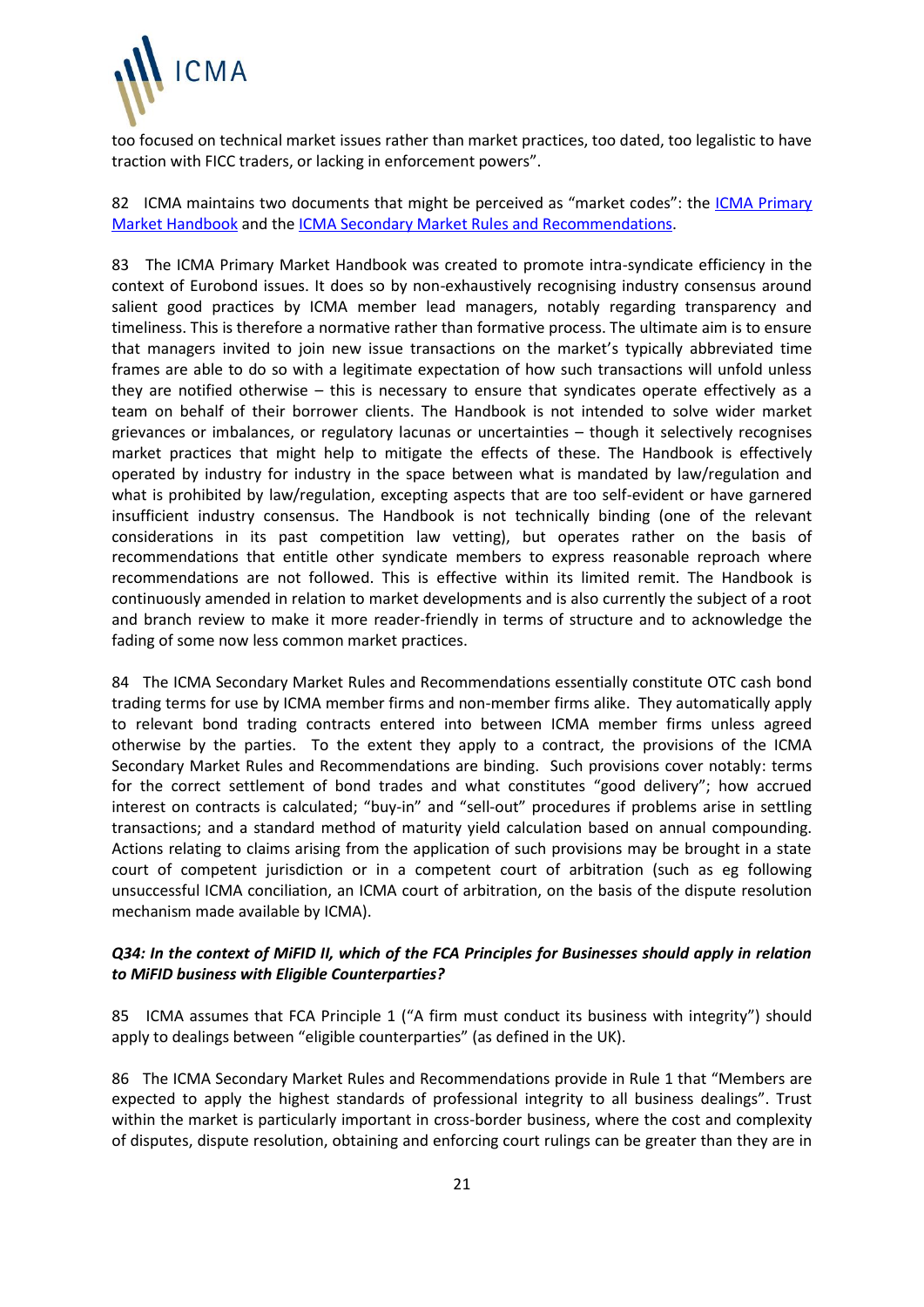too focused on technical market issues rather than market practices, too dated, too legalistic to have traction with FICC traders, or lacking in enforcement powers".

82 ICMA maintains two documents that might be perceived as "market codes": the [ICMA Primary Market Handbook]() and the [ICMA Secondary Market Rules and Recommendations]().

83 The ICMA Primary Market Handbook was created to promote intra-syndicate efficiency in the context of Eurobond issues. It does so by non-exhaustively recognising industry consensus around salient good practices by ICMA member lead managers, notably regarding transparency and timeliness. This is therefore a normative rather than formative process. The ultimate aim is to ensure that managers invited to join new issue transactions on the market's typically abbreviated time frames are able to do so with a legitimate expectation of how such transactions will unfold unless they are notified otherwise – this is necessary to ensure that syndicates operate effectively as a team on behalf of their borrower clients. The Handbook is not intended to solve wider market grievances or imbalances, or regulatory lacunas or uncertainties – though it selectively recognises market practices that might help to mitigate the effects of these. The Handbook is effectively operated by industry for industry in the space between what is mandated by law/regulation and what is prohibited by law/regulation, excepting aspects that are too self-evident or have garnered insufficient industry consensus. The Handbook is not technically binding (one of the relevant considerations in its past competition law vetting), but operates rather on the basis of recommendations that entitle other syndicate members to express reasonable reproach where recommendations are not followed. This is effective within its limited remit. The Handbook is continuously amended in relation to market developments and is also currently the subject of a root and branch review to make it more reader-friendly in terms of structure and to acknowledge the fading of some now less common market practices.

84 The ICMA Secondary Market Rules and Recommendations essentially constitute OTC cash bond trading terms for use by ICMA member firms and non-member firms alike. They automatically apply to relevant bond trading contracts entered into between ICMA member firms unless agreed otherwise by the parties. To the extent they apply to a contract, the provisions of the ICMA Secondary Market Rules and Recommendations are binding. Such provisions cover notably: terms for the correct settlement of bond trades and what constitutes "good delivery"; how accrued interest on contracts is calculated; "buy-in" and "sell-out" procedures if problems arise in settling transactions; and a standard method of maturity yield calculation based on annual compounding. Actions relating to claims arising from the application of such provisions may be brought in a state court of competent jurisdiction or in a competent court of arbitration (such as eg following unsuccessful ICMA conciliation, an ICMA court of arbitration, on the basis of the dispute resolution mechanism made available by ICMA).

***Q34: In the context of MiFID II, which of the FCA Principles for Businesses should apply in relation to MiFID business with Eligible Counterparties?***

85 ICMA assumes that FCA Principle 1 ("A firm must conduct its business with integrity") should apply to dealings between "eligible counterparties" (as defined in the UK).

86 The ICMA Secondary Market Rules and Recommendations provide in Rule 1 that "Members are expected to apply the highest standards of professional integrity to all business dealings". Trust within the market is particularly important in cross-border business, where the cost and complexity of disputes, dispute resolution, obtaining and enforcing court rulings can be greater than they are in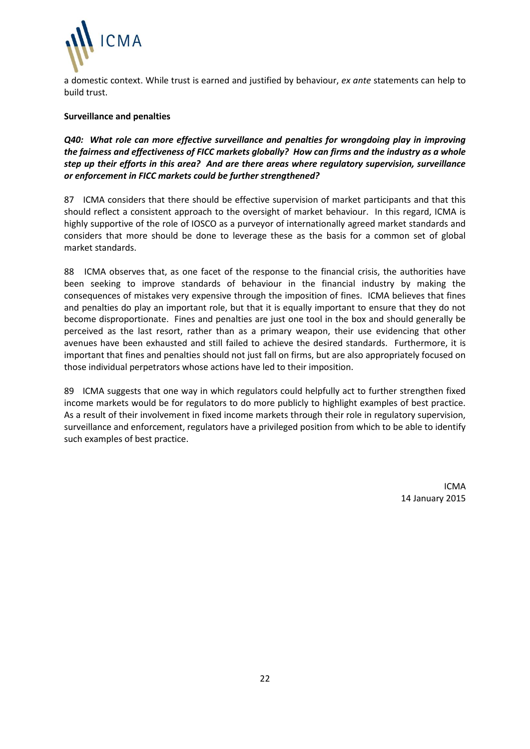a domestic context. While trust is earned and justified by behaviour, *ex ante* statements can help to build trust.

**Surveillance and penalties**

***Q40: What role can more effective surveillance and penalties for wrongdoing play in improving the fairness and effectiveness of FICC markets globally? How can firms and the industry as a whole step up their efforts in this area? And are there areas where regulatory supervision, surveillance or enforcement in FICC markets could be further strengthened?***

87 ICMA considers that there should be effective supervision of market participants and that this should reflect a consistent approach to the oversight of market behaviour. In this regard, ICMA is highly supportive of the role of IOSCO as a purveyor of internationally agreed market standards and considers that more should be done to leverage these as the basis for a common set of global market standards.

88 ICMA observes that, as one facet of the response to the financial crisis, the authorities have been seeking to improve standards of behaviour in the financial industry by making the consequences of mistakes very expensive through the imposition of fines. ICMA believes that fines and penalties do play an important role, but that it is equally important to ensure that they do not become disproportionate. Fines and penalties are just one tool in the box and should generally be perceived as the last resort, rather than as a primary weapon, their use evidencing that other avenues have been exhausted and still failed to achieve the desired standards. Furthermore, it is important that fines and penalties should not just fall on firms, but are also appropriately focused on those individual perpetrators whose actions have led to their imposition.

89 ICMA suggests that one way in which regulators could helpfully act to further strengthen fixed income markets would be for regulators to do more publicly to highlight examples of best practice. As a result of their involvement in fixed income markets through their role in regulatory supervision, surveillance and enforcement, regulators have a privileged position from which to be able to identify such examples of best practice.

ICMA
14 January 2015